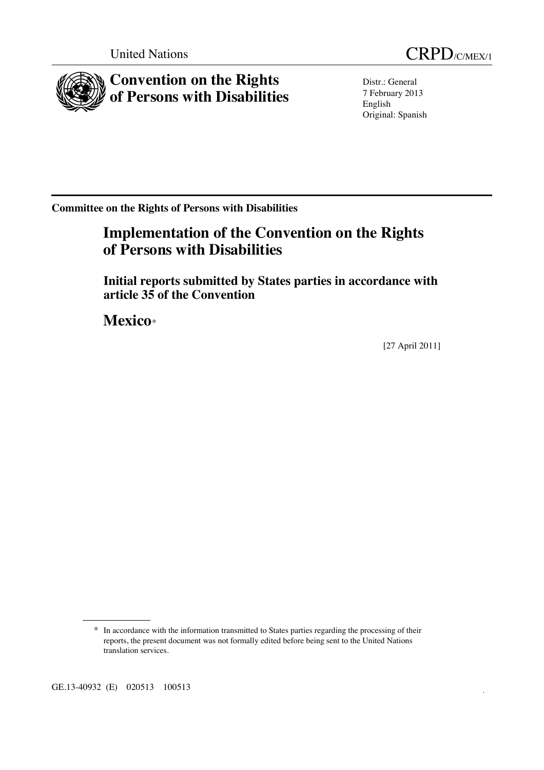United Nations

CRPD/C/MEX/1

# Convention on the Rights of Persons with Disabilities

Distr.: General
7 February 2013
English
Original: Spanish

**Committee on the Rights of Persons with Disabilities**

## Implementation of the Convention on the Rights of Persons with Disabilities

### Initial reports submitted by States parties in accordance with article 35 of the Convention

## Mexico*

[27 April 2011]

\* In accordance with the information transmitted to States parties regarding the processing of their reports, the present document was not formally edited before being sent to the United Nations translation services.

GE.13-40932 (E) 020513 100513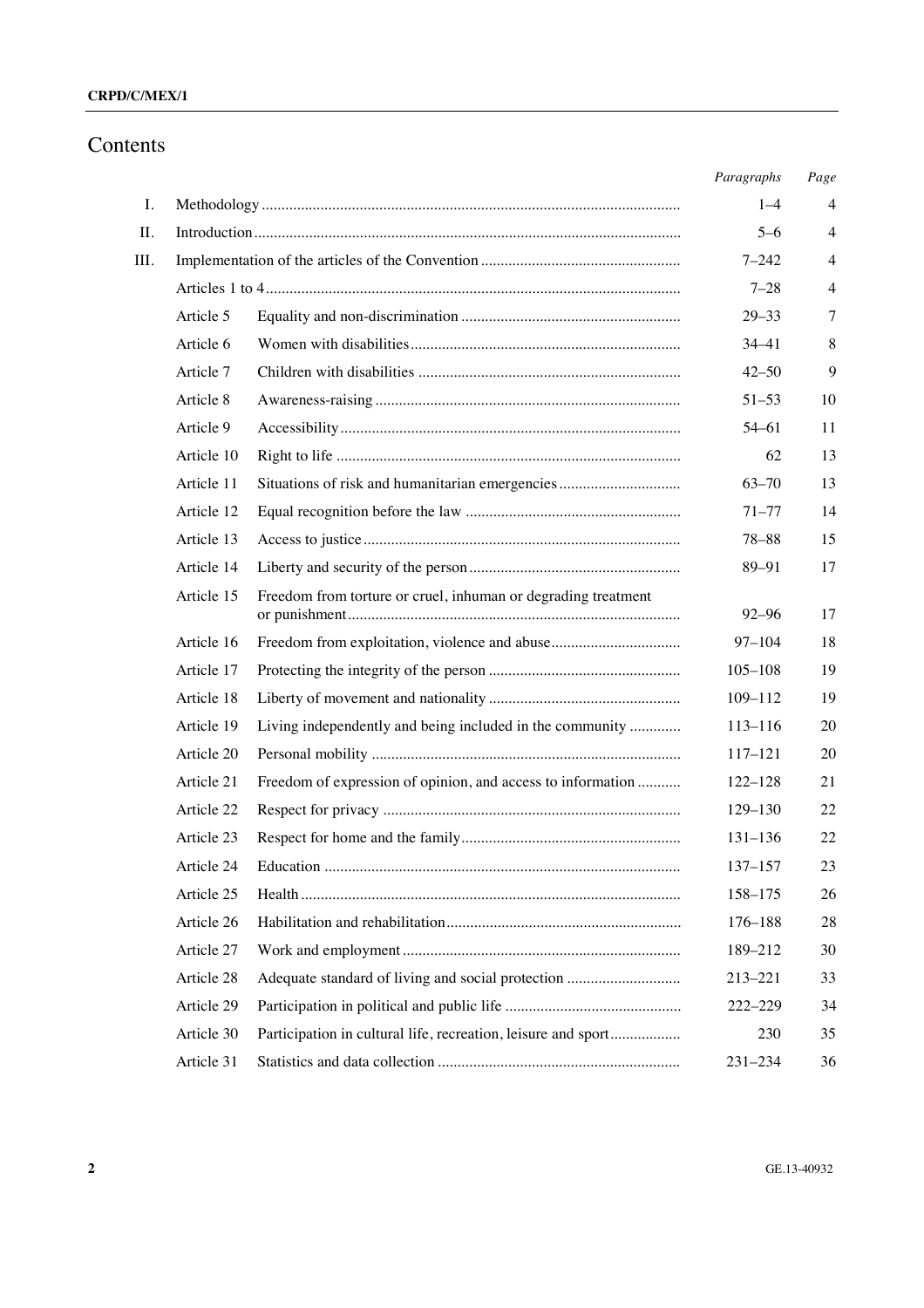# Contents

| | | | Paragraphs | Page |
|---|---|---|---|---|
| I. | Methodology | | 1–4 | 4 |
| II. | Introduction | | 5–6 | 4 |
| III. | Implementation of the articles of the Convention | | 7–242 | 4 |
| | Articles 1 to 4 | | 7–28 | 4 |
| | Article 5 | Equality and non-discrimination | 29–33 | 7 |
| | Article 6 | Women with disabilities | 34–41 | 8 |
| | Article 7 | Children with disabilities | 42–50 | 9 |
| | Article 8 | Awareness-raising | 51–53 | 10 |
| | Article 9 | Accessibility | 54–61 | 11 |
| | Article 10 | Right to life | 62 | 13 |
| | Article 11 | Situations of risk and humanitarian emergencies | 63–70 | 13 |
| | Article 12 | Equal recognition before the law | 71–77 | 14 |
| | Article 13 | Access to justice | 78–88 | 15 |
| | Article 14 | Liberty and security of the person | 89–91 | 17 |
| | Article 15 | Freedom from torture or cruel, inhuman or degrading treatment or punishment | 92–96 | 17 |
| | Article 16 | Freedom from exploitation, violence and abuse | 97–104 | 18 |
| | Article 17 | Protecting the integrity of the person | 105–108 | 19 |
| | Article 18 | Liberty of movement and nationality | 109–112 | 19 |
| | Article 19 | Living independently and being included in the community | 113–116 | 20 |
| | Article 20 | Personal mobility | 117–121 | 20 |
| | Article 21 | Freedom of expression of opinion, and access to information | 122–128 | 21 |
| | Article 22 | Respect for privacy | 129–130 | 22 |
| | Article 23 | Respect for home and the family | 131–136 | 22 |
| | Article 24 | Education | 137–157 | 23 |
| | Article 25 | Health | 158–175 | 26 |
| | Article 26 | Habilitation and rehabilitation | 176–188 | 28 |
| | Article 27 | Work and employment | 189–212 | 30 |
| | Article 28 | Adequate standard of living and social protection | 213–221 | 33 |
| | Article 29 | Participation in political and public life | 222–229 | 34 |
| | Article 30 | Participation in cultural life, recreation, leisure and sport | 230 | 35 |
| | Article 31 | Statistics and data collection | 231–234 | 36 |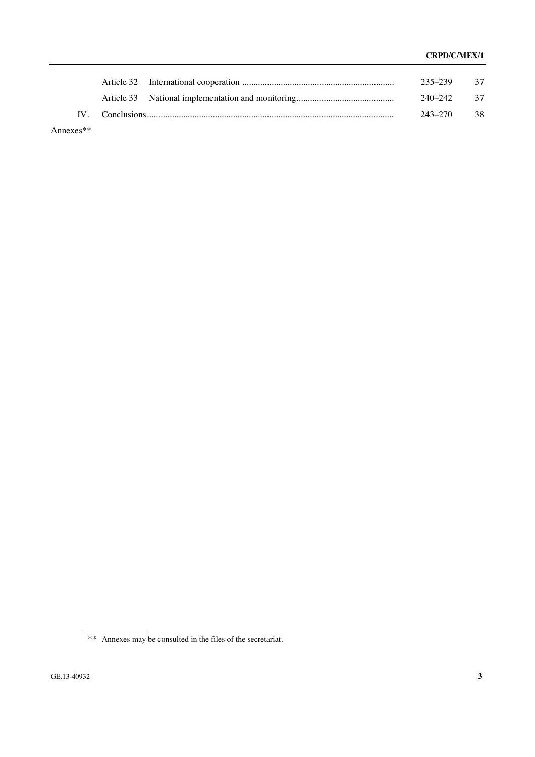| | | | |
|---|---|---|---|
| Article 32 | International cooperation | 235–239 | 37 |
| Article 33 | National implementation and monitoring | 240–242 | 37 |
| IV. | Conclusions | 243–270 | 38 |

Annexes**

** Annexes may be consulted in the files of the secretariat.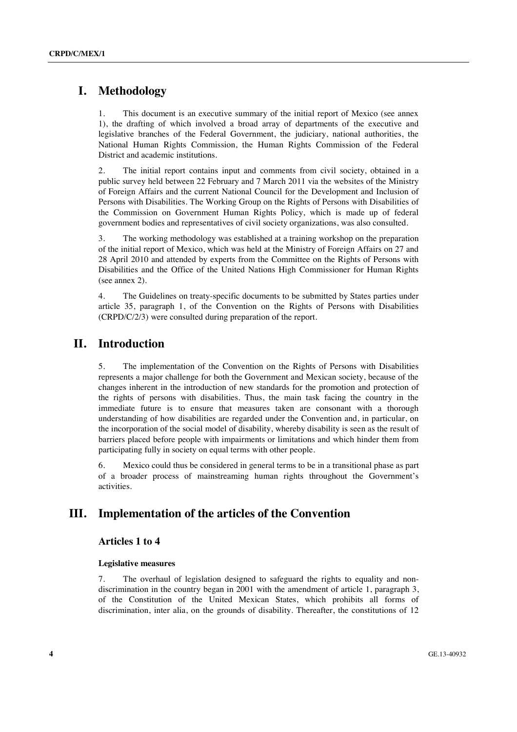# I. Methodology

1. This document is an executive summary of the initial report of Mexico (see annex 1), the drafting of which involved a broad array of departments of the executive and legislative branches of the Federal Government, the judiciary, national authorities, the National Human Rights Commission, the Human Rights Commission of the Federal District and academic institutions.

2. The initial report contains input and comments from civil society, obtained in a public survey held between 22 February and 7 March 2011 via the websites of the Ministry of Foreign Affairs and the current National Council for the Development and Inclusion of Persons with Disabilities. The Working Group on the Rights of Persons with Disabilities of the Commission on Government Human Rights Policy, which is made up of federal government bodies and representatives of civil society organizations, was also consulted.

3. The working methodology was established at a training workshop on the preparation of the initial report of Mexico, which was held at the Ministry of Foreign Affairs on 27 and 28 April 2010 and attended by experts from the Committee on the Rights of Persons with Disabilities and the Office of the United Nations High Commissioner for Human Rights (see annex 2).

4. The Guidelines on treaty-specific documents to be submitted by States parties under article 35, paragraph 1, of the Convention on the Rights of Persons with Disabilities (CRPD/C/2/3) were consulted during preparation of the report.

# II. Introduction

5. The implementation of the Convention on the Rights of Persons with Disabilities represents a major challenge for both the Government and Mexican society, because of the changes inherent in the introduction of new standards for the promotion and protection of the rights of persons with disabilities. Thus, the main task facing the country in the immediate future is to ensure that measures taken are consonant with a thorough understanding of how disabilities are regarded under the Convention and, in particular, on the incorporation of the social model of disability, whereby disability is seen as the result of barriers placed before people with impairments or limitations and which hinder them from participating fully in society on equal terms with other people.

6. Mexico could thus be considered in general terms to be in a transitional phase as part of a broader process of mainstreaming human rights throughout the Government's activities.

# III. Implementation of the articles of the Convention

## Articles 1 to 4

### Legislative measures

7. The overhaul of legislation designed to safeguard the rights to equality and non-discrimination in the country began in 2001 with the amendment of article 1, paragraph 3, of the Constitution of the United Mexican States, which prohibits all forms of discrimination, inter alia, on the grounds of disability. Thereafter, the constitutions of 12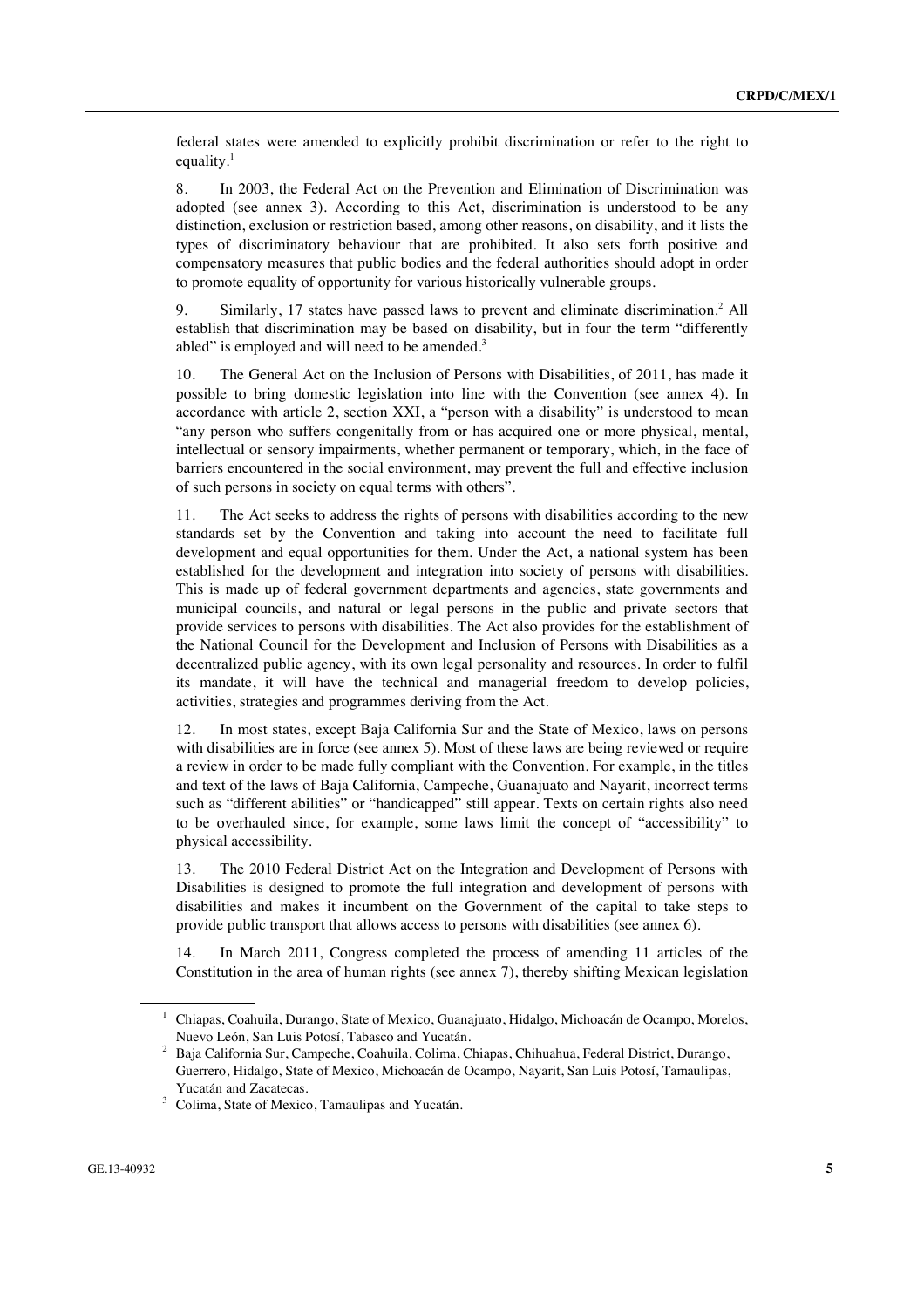federal states were amended to explicitly prohibit discrimination or refer to the right to equality.[1]

8. In 2003, the Federal Act on the Prevention and Elimination of Discrimination was adopted (see annex 3). According to this Act, discrimination is understood to be any distinction, exclusion or restriction based, among other reasons, on disability, and it lists the types of discriminatory behaviour that are prohibited. It also sets forth positive and compensatory measures that public bodies and the federal authorities should adopt in order to promote equality of opportunity for various historically vulnerable groups.

9. Similarly, 17 states have passed laws to prevent and eliminate discrimination.[2] All establish that discrimination may be based on disability, but in four the term "differently abled" is employed and will need to be amended.[3]

10. The General Act on the Inclusion of Persons with Disabilities, of 2011, has made it possible to bring domestic legislation into line with the Convention (see annex 4). In accordance with article 2, section XXI, a "person with a disability" is understood to mean "any person who suffers congenitally from or has acquired one or more physical, mental, intellectual or sensory impairments, whether permanent or temporary, which, in the face of barriers encountered in the social environment, may prevent the full and effective inclusion of such persons in society on equal terms with others".

11. The Act seeks to address the rights of persons with disabilities according to the new standards set by the Convention and taking into account the need to facilitate full development and equal opportunities for them. Under the Act, a national system has been established for the development and integration into society of persons with disabilities. This is made up of federal government departments and agencies, state governments and municipal councils, and natural or legal persons in the public and private sectors that provide services to persons with disabilities. The Act also provides for the establishment of the National Council for the Development and Inclusion of Persons with Disabilities as a decentralized public agency, with its own legal personality and resources. In order to fulfil its mandate, it will have the technical and managerial freedom to develop policies, activities, strategies and programmes deriving from the Act.

12. In most states, except Baja California Sur and the State of Mexico, laws on persons with disabilities are in force (see annex 5). Most of these laws are being reviewed or require a review in order to be made fully compliant with the Convention. For example, in the titles and text of the laws of Baja California, Campeche, Guanajuato and Nayarit, incorrect terms such as "different abilities" or "handicapped" still appear. Texts on certain rights also need to be overhauled since, for example, some laws limit the concept of "accessibility" to physical accessibility.

13. The 2010 Federal District Act on the Integration and Development of Persons with Disabilities is designed to promote the full integration and development of persons with disabilities and makes it incumbent on the Government of the capital to take steps to provide public transport that allows access to persons with disabilities (see annex 6).

14. In March 2011, Congress completed the process of amending 11 articles of the Constitution in the area of human rights (see annex 7), thereby shifting Mexican legislation

---

[1] Chiapas, Coahuila, Durango, State of Mexico, Guanajuato, Hidalgo, Michoacán de Ocampo, Morelos, Nuevo León, San Luis Potosí, Tabasco and Yucatán.

[2] Baja California Sur, Campeche, Coahuila, Colima, Chiapas, Chihuahua, Federal District, Durango, Guerrero, Hidalgo, State of Mexico, Michoacán de Ocampo, Nayarit, San Luis Potosí, Tamaulipas, Yucatán and Zacatecas.

[3] Colima, State of Mexico, Tamaulipas and Yucatán.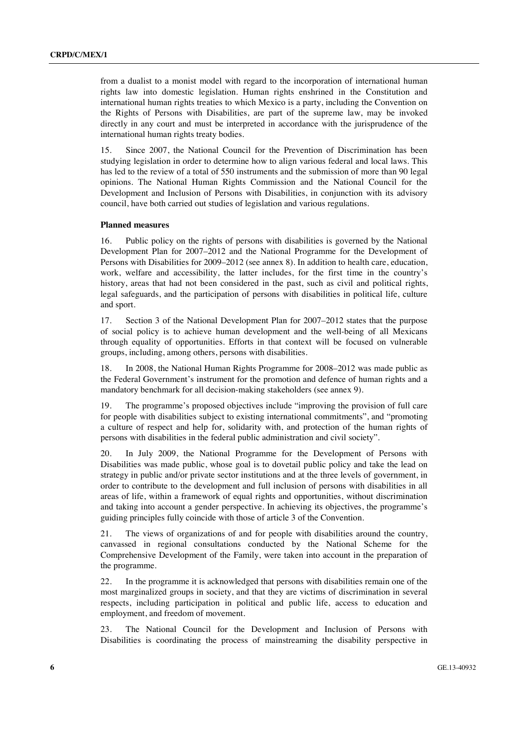from a dualist to a monist model with regard to the incorporation of international human rights law into domestic legislation. Human rights enshrined in the Constitution and international human rights treaties to which Mexico is a party, including the Convention on the Rights of Persons with Disabilities, are part of the supreme law, may be invoked directly in any court and must be interpreted in accordance with the jurisprudence of the international human rights treaty bodies.

15. Since 2007, the National Council for the Prevention of Discrimination has been studying legislation in order to determine how to align various federal and local laws. This has led to the review of a total of 550 instruments and the submission of more than 90 legal opinions. The National Human Rights Commission and the National Council for the Development and Inclusion of Persons with Disabilities, in conjunction with its advisory council, have both carried out studies of legislation and various regulations.

**Planned measures**

16. Public policy on the rights of persons with disabilities is governed by the National Development Plan for 2007–2012 and the National Programme for the Development of Persons with Disabilities for 2009–2012 (see annex 8). In addition to health care, education, work, welfare and accessibility, the latter includes, for the first time in the country's history, areas that had not been considered in the past, such as civil and political rights, legal safeguards, and the participation of persons with disabilities in political life, culture and sport.

17. Section 3 of the National Development Plan for 2007–2012 states that the purpose of social policy is to achieve human development and the well-being of all Mexicans through equality of opportunities. Efforts in that context will be focused on vulnerable groups, including, among others, persons with disabilities.

18. In 2008, the National Human Rights Programme for 2008–2012 was made public as the Federal Government's instrument for the promotion and defence of human rights and a mandatory benchmark for all decision-making stakeholders (see annex 9).

19. The programme's proposed objectives include "improving the provision of full care for people with disabilities subject to existing international commitments", and "promoting a culture of respect and help for, solidarity with, and protection of the human rights of persons with disabilities in the federal public administration and civil society".

20. In July 2009, the National Programme for the Development of Persons with Disabilities was made public, whose goal is to dovetail public policy and take the lead on strategy in public and/or private sector institutions and at the three levels of government, in order to contribute to the development and full inclusion of persons with disabilities in all areas of life, within a framework of equal rights and opportunities, without discrimination and taking into account a gender perspective. In achieving its objectives, the programme's guiding principles fully coincide with those of article 3 of the Convention.

21. The views of organizations of and for people with disabilities around the country, canvassed in regional consultations conducted by the National Scheme for the Comprehensive Development of the Family, were taken into account in the preparation of the programme.

22. In the programme it is acknowledged that persons with disabilities remain one of the most marginalized groups in society, and that they are victims of discrimination in several respects, including participation in political and public life, access to education and employment, and freedom of movement.

23. The National Council for the Development and Inclusion of Persons with Disabilities is coordinating the process of mainstreaming the disability perspective in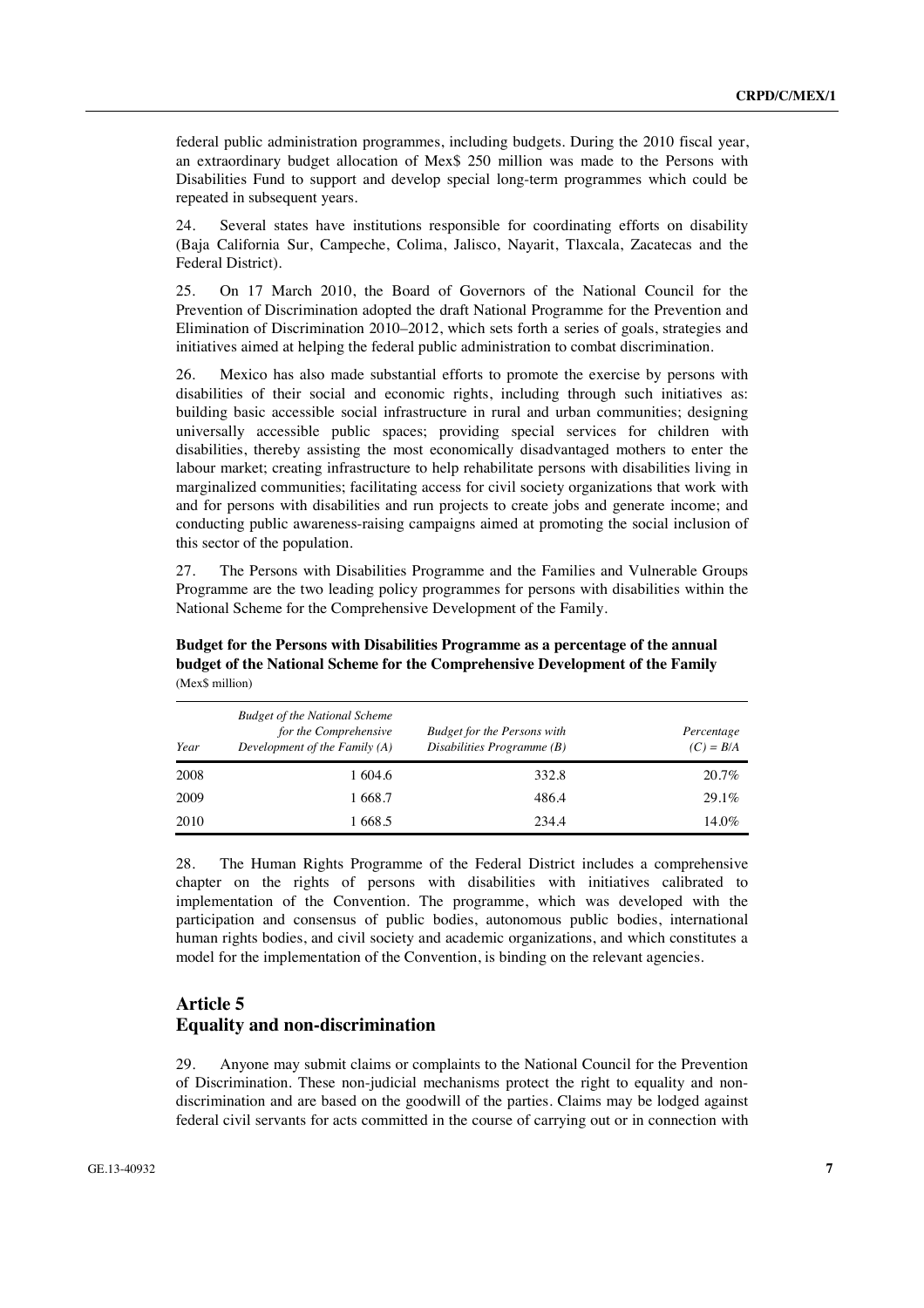federal public administration programmes, including budgets. During the 2010 fiscal year, an extraordinary budget allocation of Mex$ 250 million was made to the Persons with Disabilities Fund to support and develop special long-term programmes which could be repeated in subsequent years.

24. Several states have institutions responsible for coordinating efforts on disability (Baja California Sur, Campeche, Colima, Jalisco, Nayarit, Tlaxcala, Zacatecas and the Federal District).

25. On 17 March 2010, the Board of Governors of the National Council for the Prevention of Discrimination adopted the draft National Programme for the Prevention and Elimination of Discrimination 2010–2012, which sets forth a series of goals, strategies and initiatives aimed at helping the federal public administration to combat discrimination.

26. Mexico has also made substantial efforts to promote the exercise by persons with disabilities of their social and economic rights, including through such initiatives as: building basic accessible social infrastructure in rural and urban communities; designing universally accessible public spaces; providing special services for children with disabilities, thereby assisting the most economically disadvantaged mothers to enter the labour market; creating infrastructure to help rehabilitate persons with disabilities living in marginalized communities; facilitating access for civil society organizations that work with and for persons with disabilities and run projects to create jobs and generate income; and conducting public awareness-raising campaigns aimed at promoting the social inclusion of this sector of the population.

27. The Persons with Disabilities Programme and the Families and Vulnerable Groups Programme are the two leading policy programmes for persons with disabilities within the National Scheme for the Comprehensive Development of the Family.

**Budget for the Persons with Disabilities Programme as a percentage of the annual budget of the National Scheme for the Comprehensive Development of the Family**
(Mex$ million)

| *Year* | *Budget of the National Scheme for the Comprehensive Development of the Family (A)* | *Budget for the Persons with Disabilities Programme (B)* | *Percentage (C) = B/A* |
|---|---|---|---|
| 2008 | 1 604.6 | 332.8 | 20.7% |
| 2009 | 1 668.7 | 486.4 | 29.1% |
| 2010 | 1 668.5 | 234.4 | 14.0% |

28. The Human Rights Programme of the Federal District includes a comprehensive chapter on the rights of persons with disabilities with initiatives calibrated to implementation of the Convention. The programme, which was developed with the participation and consensus of public bodies, autonomous public bodies, international human rights bodies, and civil society and academic organizations, and which constitutes a model for the implementation of the Convention, is binding on the relevant agencies.

## Article 5
## Equality and non-discrimination

29. Anyone may submit claims or complaints to the National Council for the Prevention of Discrimination. These non-judicial mechanisms protect the right to equality and non-discrimination and are based on the goodwill of the parties. Claims may be lodged against federal civil servants for acts committed in the course of carrying out or in connection with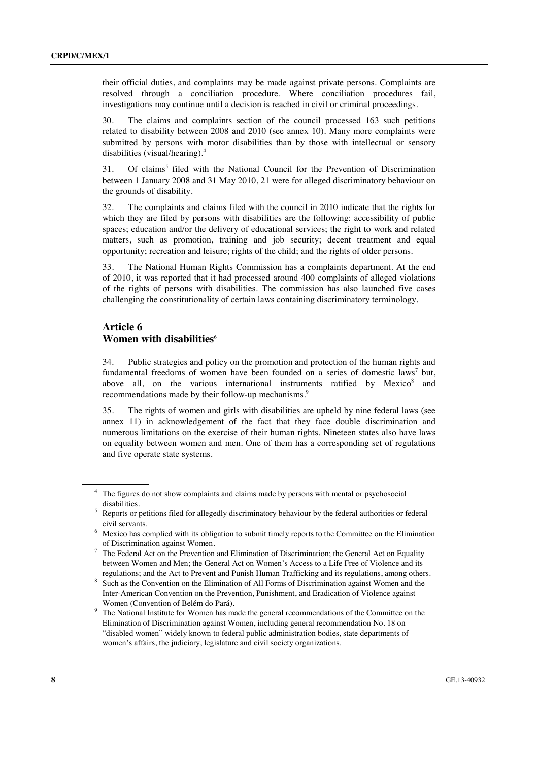their official duties, and complaints may be made against private persons. Complaints are resolved through a conciliation procedure. Where conciliation procedures fail, investigations may continue until a decision is reached in civil or criminal proceedings.

30. The claims and complaints section of the council processed 163 such petitions related to disability between 2008 and 2010 (see annex 10). Many more complaints were submitted by persons with motor disabilities than by those with intellectual or sensory disabilities (visual/hearing).[4]

31. Of claims[5] filed with the National Council for the Prevention of Discrimination between 1 January 2008 and 31 May 2010, 21 were for alleged discriminatory behaviour on the grounds of disability.

32. The complaints and claims filed with the council in 2010 indicate that the rights for which they are filed by persons with disabilities are the following: accessibility of public spaces; education and/or the delivery of educational services; the right to work and related matters, such as promotion, training and job security; decent treatment and equal opportunity; recreation and leisure; rights of the child; and the rights of older persons.

33. The National Human Rights Commission has a complaints department. At the end of 2010, it was reported that it had processed around 400 complaints of alleged violations of the rights of persons with disabilities. The commission has also launched five cases challenging the constitutionality of certain laws containing discriminatory terminology.

## Article 6
## Women with disabilities[6]

34. Public strategies and policy on the promotion and protection of the human rights and fundamental freedoms of women have been founded on a series of domestic laws[7] but, above all, on the various international instruments ratified by Mexico[8] and recommendations made by their follow-up mechanisms.[9]

35. The rights of women and girls with disabilities are upheld by nine federal laws (see annex 11) in acknowledgement of the fact that they face double discrimination and numerous limitations on the exercise of their human rights. Nineteen states also have laws on equality between women and men. One of them has a corresponding set of regulations and five operate state systems.

---

[4] The figures do not show complaints and claims made by persons with mental or psychosocial disabilities.

[5] Reports or petitions filed for allegedly discriminatory behaviour by the federal authorities or federal civil servants.

[6] Mexico has complied with its obligation to submit timely reports to the Committee on the Elimination of Discrimination against Women.

[7] The Federal Act on the Prevention and Elimination of Discrimination; the General Act on Equality between Women and Men; the General Act on Women's Access to a Life Free of Violence and its regulations; and the Act to Prevent and Punish Human Trafficking and its regulations, among others.

[8] Such as the Convention on the Elimination of All Forms of Discrimination against Women and the Inter-American Convention on the Prevention, Punishment, and Eradication of Violence against Women (Convention of Belém do Pará).

[9] The National Institute for Women has made the general recommendations of the Committee on the Elimination of Discrimination against Women, including general recommendation No. 18 on "disabled women" widely known to federal public administration bodies, state departments of women's affairs, the judiciary, legislature and civil society organizations.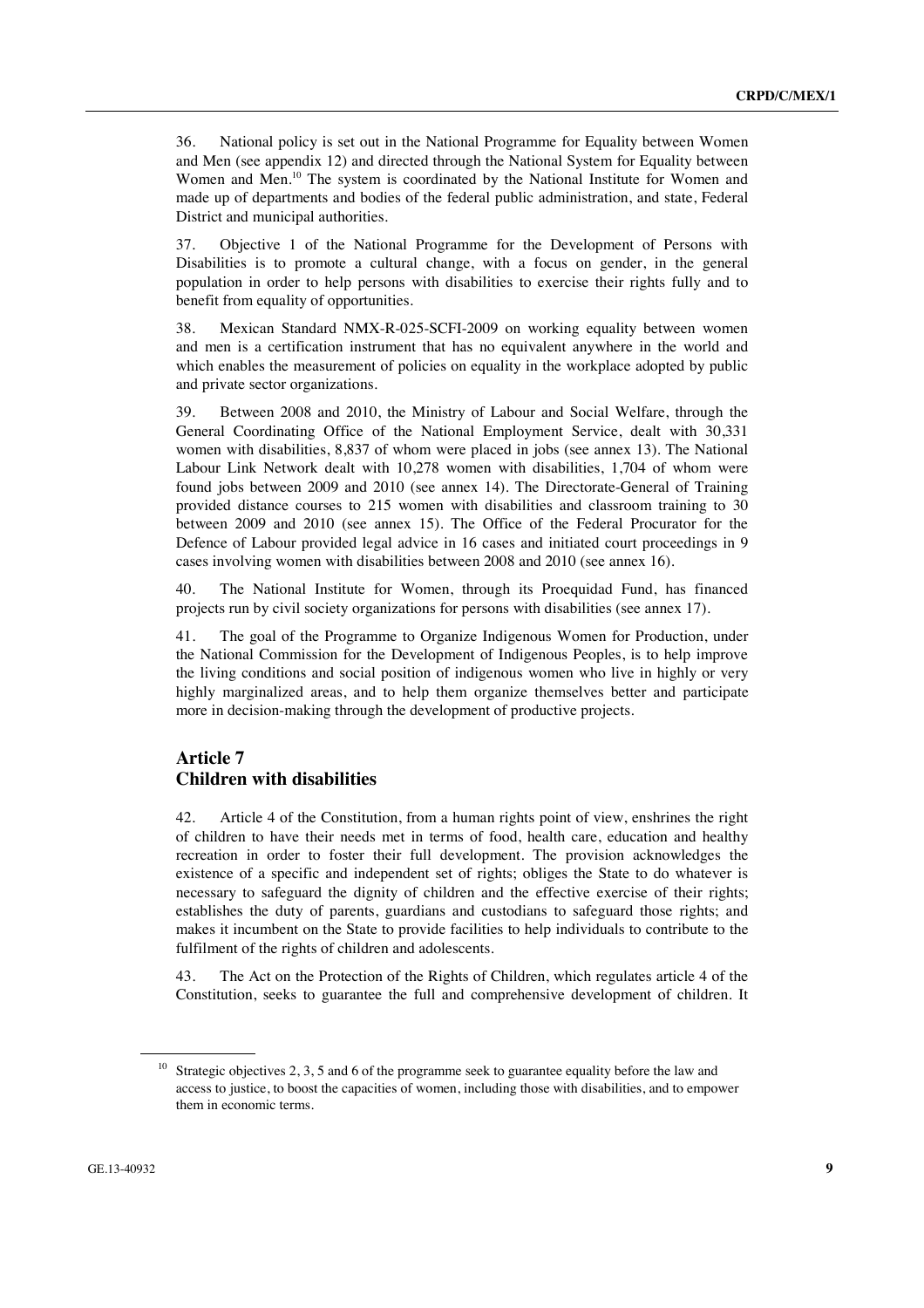36. National policy is set out in the National Programme for Equality between Women and Men (see appendix 12) and directed through the National System for Equality between Women and Men.[10] The system is coordinated by the National Institute for Women and made up of departments and bodies of the federal public administration, and state, Federal District and municipal authorities.

37. Objective 1 of the National Programme for the Development of Persons with Disabilities is to promote a cultural change, with a focus on gender, in the general population in order to help persons with disabilities to exercise their rights fully and to benefit from equality of opportunities.

38. Mexican Standard NMX-R-025-SCFI-2009 on working equality between women and men is a certification instrument that has no equivalent anywhere in the world and which enables the measurement of policies on equality in the workplace adopted by public and private sector organizations.

39. Between 2008 and 2010, the Ministry of Labour and Social Welfare, through the General Coordinating Office of the National Employment Service, dealt with 30,331 women with disabilities, 8,837 of whom were placed in jobs (see annex 13). The National Labour Link Network dealt with 10,278 women with disabilities, 1,704 of whom were found jobs between 2009 and 2010 (see annex 14). The Directorate-General of Training provided distance courses to 215 women with disabilities and classroom training to 30 between 2009 and 2010 (see annex 15). The Office of the Federal Procurator for the Defence of Labour provided legal advice in 16 cases and initiated court proceedings in 9 cases involving women with disabilities between 2008 and 2010 (see annex 16).

40. The National Institute for Women, through its Proequidad Fund, has financed projects run by civil society organizations for persons with disabilities (see annex 17).

41. The goal of the Programme to Organize Indigenous Women for Production, under the National Commission for the Development of Indigenous Peoples, is to help improve the living conditions and social position of indigenous women who live in highly or very highly marginalized areas, and to help them organize themselves better and participate more in decision-making through the development of productive projects.

## Article 7
## Children with disabilities

42. Article 4 of the Constitution, from a human rights point of view, enshrines the right of children to have their needs met in terms of food, health care, education and healthy recreation in order to foster their full development. The provision acknowledges the existence of a specific and independent set of rights; obliges the State to do whatever is necessary to safeguard the dignity of children and the effective exercise of their rights; establishes the duty of parents, guardians and custodians to safeguard those rights; and makes it incumbent on the State to provide facilities to help individuals to contribute to the fulfilment of the rights of children and adolescents.

43. The Act on the Protection of the Rights of Children, which regulates article 4 of the Constitution, seeks to guarantee the full and comprehensive development of children. It

[10] Strategic objectives 2, 3, 5 and 6 of the programme seek to guarantee equality before the law and access to justice, to boost the capacities of women, including those with disabilities, and to empower them in economic terms.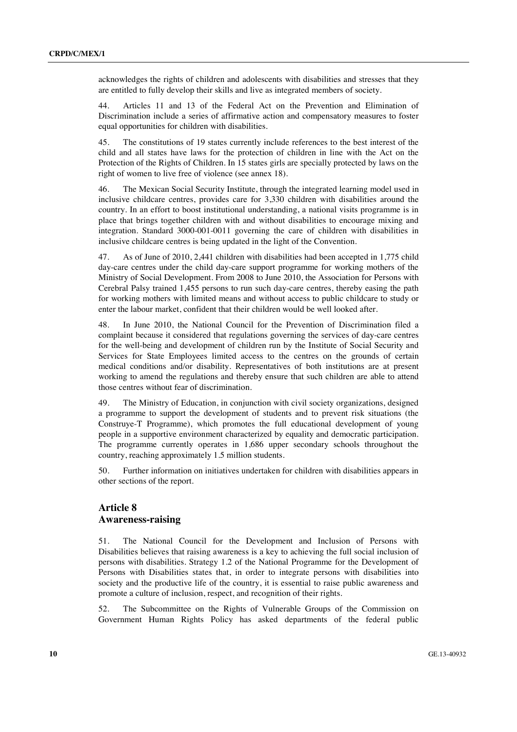acknowledges the rights of children and adolescents with disabilities and stresses that they are entitled to fully develop their skills and live as integrated members of society.

44. Articles 11 and 13 of the Federal Act on the Prevention and Elimination of Discrimination include a series of affirmative action and compensatory measures to foster equal opportunities for children with disabilities.

45. The constitutions of 19 states currently include references to the best interest of the child and all states have laws for the protection of children in line with the Act on the Protection of the Rights of Children. In 15 states girls are specially protected by laws on the right of women to live free of violence (see annex 18).

46. The Mexican Social Security Institute, through the integrated learning model used in inclusive childcare centres, provides care for 3,330 children with disabilities around the country. In an effort to boost institutional understanding, a national visits programme is in place that brings together children with and without disabilities to encourage mixing and integration. Standard 3000-001-0011 governing the care of children with disabilities in inclusive childcare centres is being updated in the light of the Convention.

47. As of June of 2010, 2,441 children with disabilities had been accepted in 1,775 child day-care centres under the child day-care support programme for working mothers of the Ministry of Social Development. From 2008 to June 2010, the Association for Persons with Cerebral Palsy trained 1,455 persons to run such day-care centres, thereby easing the path for working mothers with limited means and without access to public childcare to study or enter the labour market, confident that their children would be well looked after.

48. In June 2010, the National Council for the Prevention of Discrimination filed a complaint because it considered that regulations governing the services of day-care centres for the well-being and development of children run by the Institute of Social Security and Services for State Employees limited access to the centres on the grounds of certain medical conditions and/or disability. Representatives of both institutions are at present working to amend the regulations and thereby ensure that such children are able to attend those centres without fear of discrimination.

49. The Ministry of Education, in conjunction with civil society organizations, designed a programme to support the development of students and to prevent risk situations (the Construye-T Programme), which promotes the full educational development of young people in a supportive environment characterized by equality and democratic participation. The programme currently operates in 1,686 upper secondary schools throughout the country, reaching approximately 1.5 million students.

50. Further information on initiatives undertaken for children with disabilities appears in other sections of the report.

## Article 8
## Awareness-raising

51. The National Council for the Development and Inclusion of Persons with Disabilities believes that raising awareness is a key to achieving the full social inclusion of persons with disabilities. Strategy 1.2 of the National Programme for the Development of Persons with Disabilities states that, in order to integrate persons with disabilities into society and the productive life of the country, it is essential to raise public awareness and promote a culture of inclusion, respect, and recognition of their rights.

52. The Subcommittee on the Rights of Vulnerable Groups of the Commission on Government Human Rights Policy has asked departments of the federal public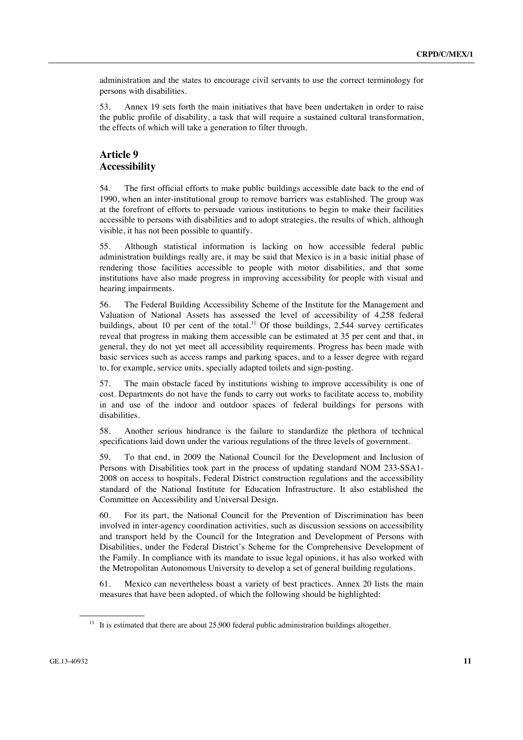administration and the states to encourage civil servants to use the correct terminology for persons with disabilities.

53. Annex 19 sets forth the main initiatives that have been undertaken in order to raise the public profile of disability, a task that will require a sustained cultural transformation, the effects of which will take a generation to filter through.

## Article 9
## Accessibility

54. The first official efforts to make public buildings accessible date back to the end of 1990, when an inter-institutional group to remove barriers was established. The group was at the forefront of efforts to persuade various institutions to begin to make their facilities accessible to persons with disabilities and to adopt strategies, the results of which, although visible, it has not been possible to quantify.

55. Although statistical information is lacking on how accessible federal public administration buildings really are, it may be said that Mexico is in a basic initial phase of rendering those facilities accessible to people with motor disabilities, and that some institutions have also made progress in improving accessibility for people with visual and hearing impairments.

56. The Federal Building Accessibility Scheme of the Institute for the Management and Valuation of National Assets has assessed the level of accessibility of 4,258 federal buildings, about 10 per cent of the total.[11] Of those buildings, 2,544 survey certificates reveal that progress in making them accessible can be estimated at 35 per cent and that, in general, they do not yet meet all accessibility requirements. Progress has been made with basic services such as access ramps and parking spaces, and to a lesser degree with regard to, for example, service units, specially adapted toilets and sign-posting.

57. The main obstacle faced by institutions wishing to improve accessibility is one of cost. Departments do not have the funds to carry out works to facilitate access to, mobility in and use of the indoor and outdoor spaces of federal buildings for persons with disabilities.

58. Another serious hindrance is the failure to standardize the plethora of technical specifications laid down under the various regulations of the three levels of government.

59. To that end, in 2009 the National Council for the Development and Inclusion of Persons with Disabilities took part in the process of updating standard NOM 233-SSA1-2008 on access to hospitals, Federal District construction regulations and the accessibility standard of the National Institute for Education Infrastructure. It also established the Committee on Accessibility and Universal Design.

60. For its part, the National Council for the Prevention of Discrimination has been involved in inter-agency coordination activities, such as discussion sessions on accessibility and transport held by the Council for the Integration and Development of Persons with Disabilities, under the Federal District's Scheme for the Comprehensive Development of the Family. In compliance with its mandate to issue legal opinions, it has also worked with the Metropolitan Autonomous University to develop a set of general building regulations.

61. Mexico can nevertheless boast a variety of best practices. Annex 20 lists the main measures that have been adopted, of which the following should be highlighted:

[11] It is estimated that there are about 25,900 federal public administration buildings altogether.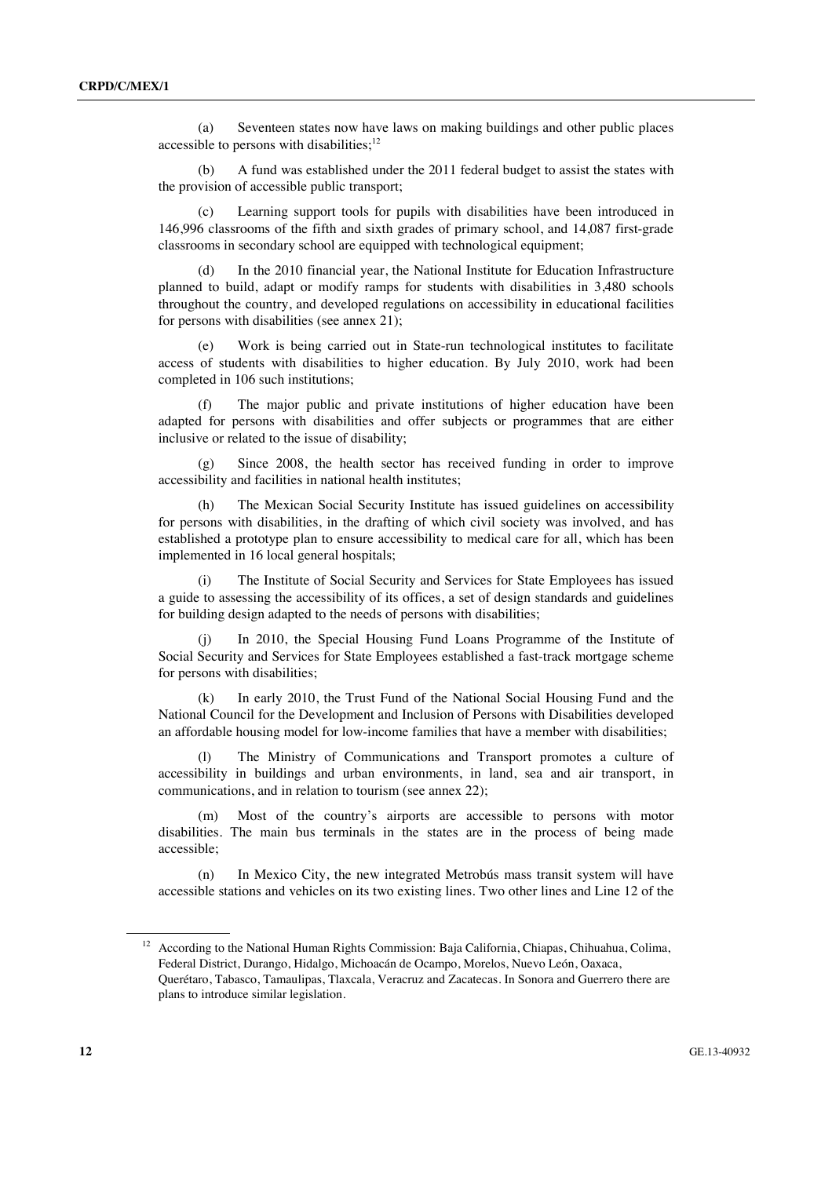(a) Seventeen states now have laws on making buildings and other public places accessible to persons with disabilities;[12]

(b) A fund was established under the 2011 federal budget to assist the states with the provision of accessible public transport;

(c) Learning support tools for pupils with disabilities have been introduced in 146,996 classrooms of the fifth and sixth grades of primary school, and 14,087 first-grade classrooms in secondary school are equipped with technological equipment;

(d) In the 2010 financial year, the National Institute for Education Infrastructure planned to build, adapt or modify ramps for students with disabilities in 3,480 schools throughout the country, and developed regulations on accessibility in educational facilities for persons with disabilities (see annex 21);

(e) Work is being carried out in State-run technological institutes to facilitate access of students with disabilities to higher education. By July 2010, work had been completed in 106 such institutions;

(f) The major public and private institutions of higher education have been adapted for persons with disabilities and offer subjects or programmes that are either inclusive or related to the issue of disability;

(g) Since 2008, the health sector has received funding in order to improve accessibility and facilities in national health institutes;

(h) The Mexican Social Security Institute has issued guidelines on accessibility for persons with disabilities, in the drafting of which civil society was involved, and has established a prototype plan to ensure accessibility to medical care for all, which has been implemented in 16 local general hospitals;

(i) The Institute of Social Security and Services for State Employees has issued a guide to assessing the accessibility of its offices, a set of design standards and guidelines for building design adapted to the needs of persons with disabilities;

(j) In 2010, the Special Housing Fund Loans Programme of the Institute of Social Security and Services for State Employees established a fast-track mortgage scheme for persons with disabilities;

(k) In early 2010, the Trust Fund of the National Social Housing Fund and the National Council for the Development and Inclusion of Persons with Disabilities developed an affordable housing model for low-income families that have a member with disabilities;

(l) The Ministry of Communications and Transport promotes a culture of accessibility in buildings and urban environments, in land, sea and air transport, in communications, and in relation to tourism (see annex 22);

(m) Most of the country's airports are accessible to persons with motor disabilities. The main bus terminals in the states are in the process of being made accessible;

(n) In Mexico City, the new integrated Metrobús mass transit system will have accessible stations and vehicles on its two existing lines. Two other lines and Line 12 of the

---

[12] According to the National Human Rights Commission: Baja California, Chiapas, Chihuahua, Colima, Federal District, Durango, Hidalgo, Michoacán de Ocampo, Morelos, Nuevo León, Oaxaca, Querétaro, Tabasco, Tamaulipas, Tlaxcala, Veracruz and Zacatecas. In Sonora and Guerrero there are plans to introduce similar legislation.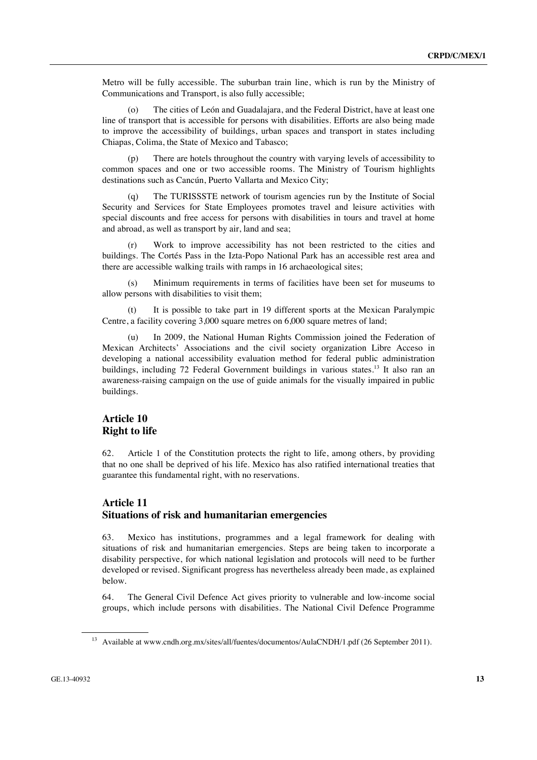Metro will be fully accessible. The suburban train line, which is run by the Ministry of Communications and Transport, is also fully accessible;

(o) The cities of León and Guadalajara, and the Federal District, have at least one line of transport that is accessible for persons with disabilities. Efforts are also being made to improve the accessibility of buildings, urban spaces and transport in states including Chiapas, Colima, the State of Mexico and Tabasco;

(p) There are hotels throughout the country with varying levels of accessibility to common spaces and one or two accessible rooms. The Ministry of Tourism highlights destinations such as Cancún, Puerto Vallarta and Mexico City;

(q) The TURISSSTE network of tourism agencies run by the Institute of Social Security and Services for State Employees promotes travel and leisure activities with special discounts and free access for persons with disabilities in tours and travel at home and abroad, as well as transport by air, land and sea;

(r) Work to improve accessibility has not been restricted to the cities and buildings. The Cortés Pass in the Izta-Popo National Park has an accessible rest area and there are accessible walking trails with ramps in 16 archaeological sites;

(s) Minimum requirements in terms of facilities have been set for museums to allow persons with disabilities to visit them;

(t) It is possible to take part in 19 different sports at the Mexican Paralympic Centre, a facility covering 3,000 square metres on 6,000 square metres of land;

(u) In 2009, the National Human Rights Commission joined the Federation of Mexican Architects' Associations and the civil society organization Libre Acceso in developing a national accessibility evaluation method for federal public administration buildings, including 72 Federal Government buildings in various states.[13] It also ran an awareness-raising campaign on the use of guide animals for the visually impaired in public buildings.

## Article 10
## Right to life

62. Article 1 of the Constitution protects the right to life, among others, by providing that no one shall be deprived of his life. Mexico has also ratified international treaties that guarantee this fundamental right, with no reservations.

## Article 11
## Situations of risk and humanitarian emergencies

63. Mexico has institutions, programmes and a legal framework for dealing with situations of risk and humanitarian emergencies. Steps are being taken to incorporate a disability perspective, for which national legislation and protocols will need to be further developed or revised. Significant progress has nevertheless already been made, as explained below.

64. The General Civil Defence Act gives priority to vulnerable and low-income social groups, which include persons with disabilities. The National Civil Defence Programme

---

[13] Available at www.cndh.org.mx/sites/all/fuentes/documentos/AulaCNDH/1.pdf (26 September 2011).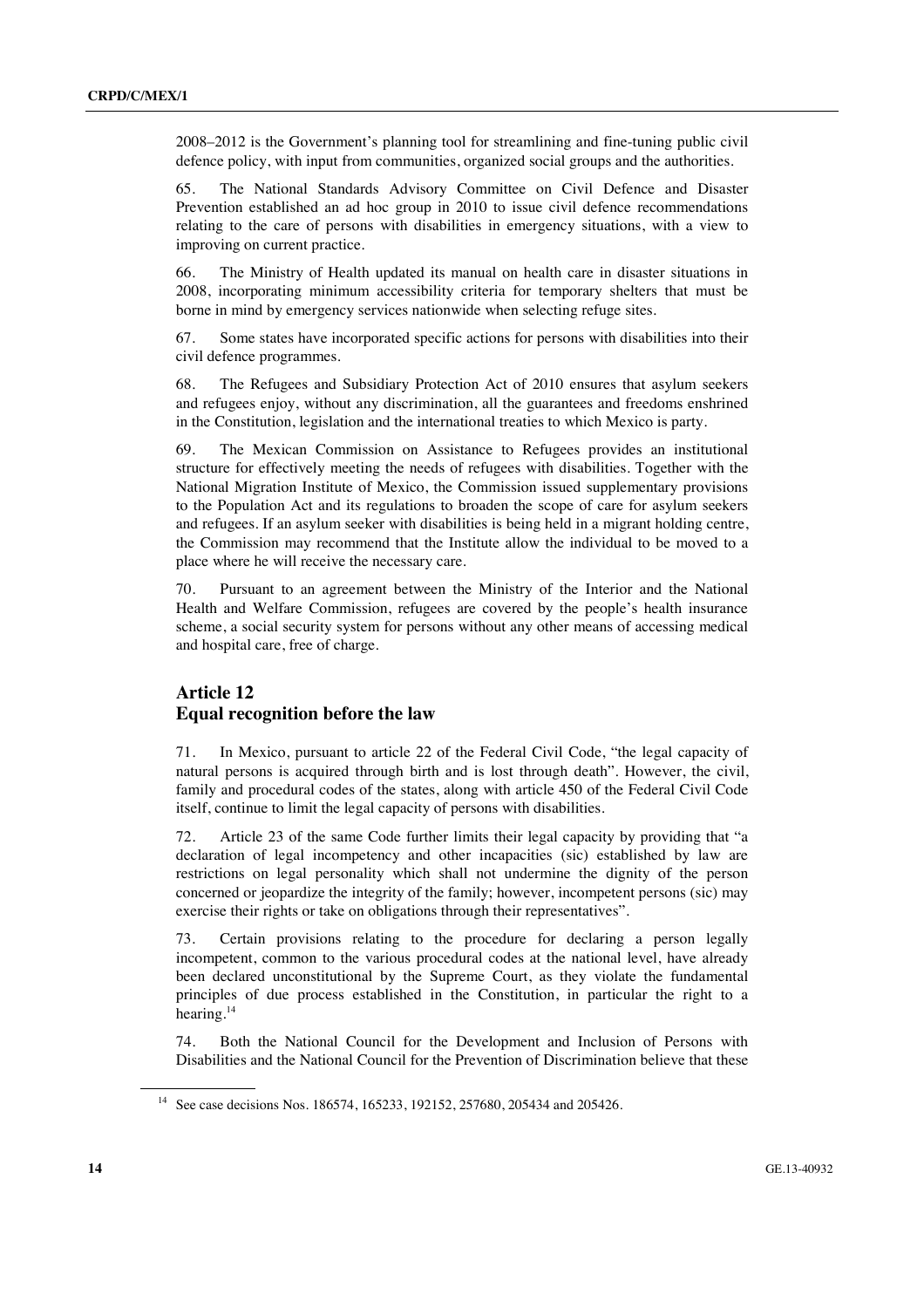2008–2012 is the Government's planning tool for streamlining and fine-tuning public civil defence policy, with input from communities, organized social groups and the authorities.

65. The National Standards Advisory Committee on Civil Defence and Disaster Prevention established an ad hoc group in 2010 to issue civil defence recommendations relating to the care of persons with disabilities in emergency situations, with a view to improving on current practice.

66. The Ministry of Health updated its manual on health care in disaster situations in 2008, incorporating minimum accessibility criteria for temporary shelters that must be borne in mind by emergency services nationwide when selecting refuge sites.

67. Some states have incorporated specific actions for persons with disabilities into their civil defence programmes.

68. The Refugees and Subsidiary Protection Act of 2010 ensures that asylum seekers and refugees enjoy, without any discrimination, all the guarantees and freedoms enshrined in the Constitution, legislation and the international treaties to which Mexico is party.

69. The Mexican Commission on Assistance to Refugees provides an institutional structure for effectively meeting the needs of refugees with disabilities. Together with the National Migration Institute of Mexico, the Commission issued supplementary provisions to the Population Act and its regulations to broaden the scope of care for asylum seekers and refugees. If an asylum seeker with disabilities is being held in a migrant holding centre, the Commission may recommend that the Institute allow the individual to be moved to a place where he will receive the necessary care.

70. Pursuant to an agreement between the Ministry of the Interior and the National Health and Welfare Commission, refugees are covered by the people's health insurance scheme, a social security system for persons without any other means of accessing medical and hospital care, free of charge.

## Article 12
## Equal recognition before the law

71. In Mexico, pursuant to article 22 of the Federal Civil Code, "the legal capacity of natural persons is acquired through birth and is lost through death". However, the civil, family and procedural codes of the states, along with article 450 of the Federal Civil Code itself, continue to limit the legal capacity of persons with disabilities.

72. Article 23 of the same Code further limits their legal capacity by providing that "a declaration of legal incompetency and other incapacities (sic) established by law are restrictions on legal personality which shall not undermine the dignity of the person concerned or jeopardize the integrity of the family; however, incompetent persons (sic) may exercise their rights or take on obligations through their representatives".

73. Certain provisions relating to the procedure for declaring a person legally incompetent, common to the various procedural codes at the national level, have already been declared unconstitutional by the Supreme Court, as they violate the fundamental principles of due process established in the Constitution, in particular the right to a hearing.[14]

74. Both the National Council for the Development and Inclusion of Persons with Disabilities and the National Council for the Prevention of Discrimination believe that these

---

[14] See case decisions Nos. 186574, 165233, 192152, 257680, 205434 and 205426.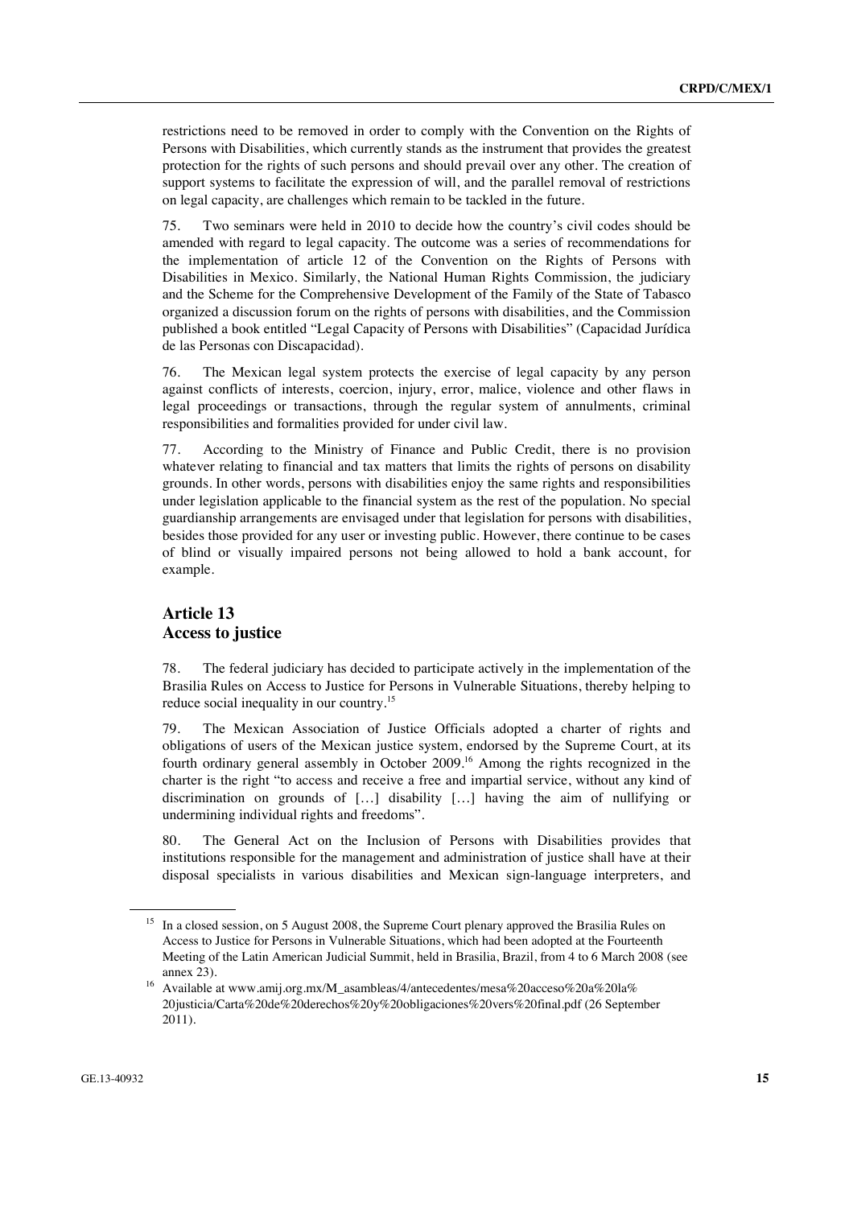restrictions need to be removed in order to comply with the Convention on the Rights of Persons with Disabilities, which currently stands as the instrument that provides the greatest protection for the rights of such persons and should prevail over any other. The creation of support systems to facilitate the expression of will, and the parallel removal of restrictions on legal capacity, are challenges which remain to be tackled in the future.

75. Two seminars were held in 2010 to decide how the country's civil codes should be amended with regard to legal capacity. The outcome was a series of recommendations for the implementation of article 12 of the Convention on the Rights of Persons with Disabilities in Mexico. Similarly, the National Human Rights Commission, the judiciary and the Scheme for the Comprehensive Development of the Family of the State of Tabasco organized a discussion forum on the rights of persons with disabilities, and the Commission published a book entitled "Legal Capacity of Persons with Disabilities" (Capacidad Jurídica de las Personas con Discapacidad).

76. The Mexican legal system protects the exercise of legal capacity by any person against conflicts of interests, coercion, injury, error, malice, violence and other flaws in legal proceedings or transactions, through the regular system of annulments, criminal responsibilities and formalities provided for under civil law.

77. According to the Ministry of Finance and Public Credit, there is no provision whatever relating to financial and tax matters that limits the rights of persons on disability grounds. In other words, persons with disabilities enjoy the same rights and responsibilities under legislation applicable to the financial system as the rest of the population. No special guardianship arrangements are envisaged under that legislation for persons with disabilities, besides those provided for any user or investing public. However, there continue to be cases of blind or visually impaired persons not being allowed to hold a bank account, for example.

## Article 13
## Access to justice

78. The federal judiciary has decided to participate actively in the implementation of the Brasilia Rules on Access to Justice for Persons in Vulnerable Situations, thereby helping to reduce social inequality in our country.[15]

79. The Mexican Association of Justice Officials adopted a charter of rights and obligations of users of the Mexican justice system, endorsed by the Supreme Court, at its fourth ordinary general assembly in October 2009.[16] Among the rights recognized in the charter is the right "to access and receive a free and impartial service, without any kind of discrimination on grounds of […] disability […] having the aim of nullifying or undermining individual rights and freedoms".

80. The General Act on the Inclusion of Persons with Disabilities provides that institutions responsible for the management and administration of justice shall have at their disposal specialists in various disabilities and Mexican sign-language interpreters, and

---

[15] In a closed session, on 5 August 2008, the Supreme Court plenary approved the Brasilia Rules on Access to Justice for Persons in Vulnerable Situations, which had been adopted at the Fourteenth Meeting of the Latin American Judicial Summit, held in Brasilia, Brazil, from 4 to 6 March 2008 (see annex 23).

[16] Available at www.amij.org.mx/M_asambleas/4/antecedentes/mesa%20acceso%20a%20la%20justicia/Carta%20de%20derechos%20y%20obligaciones%20vers%20final.pdf (26 September 2011).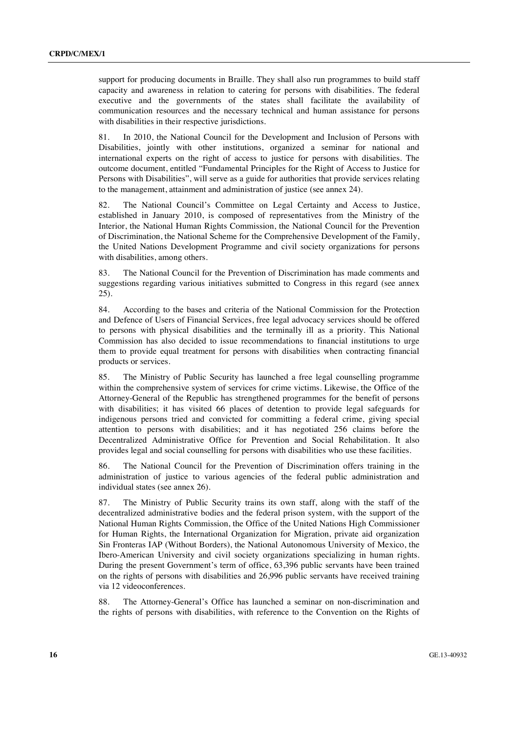support for producing documents in Braille. They shall also run programmes to build staff capacity and awareness in relation to catering for persons with disabilities. The federal executive and the governments of the states shall facilitate the availability of communication resources and the necessary technical and human assistance for persons with disabilities in their respective jurisdictions.

81. In 2010, the National Council for the Development and Inclusion of Persons with Disabilities, jointly with other institutions, organized a seminar for national and international experts on the right of access to justice for persons with disabilities. The outcome document, entitled "Fundamental Principles for the Right of Access to Justice for Persons with Disabilities", will serve as a guide for authorities that provide services relating to the management, attainment and administration of justice (see annex 24).

82. The National Council's Committee on Legal Certainty and Access to Justice, established in January 2010, is composed of representatives from the Ministry of the Interior, the National Human Rights Commission, the National Council for the Prevention of Discrimination, the National Scheme for the Comprehensive Development of the Family, the United Nations Development Programme and civil society organizations for persons with disabilities, among others.

83. The National Council for the Prevention of Discrimination has made comments and suggestions regarding various initiatives submitted to Congress in this regard (see annex 25).

84. According to the bases and criteria of the National Commission for the Protection and Defence of Users of Financial Services, free legal advocacy services should be offered to persons with physical disabilities and the terminally ill as a priority. This National Commission has also decided to issue recommendations to financial institutions to urge them to provide equal treatment for persons with disabilities when contracting financial products or services.

85. The Ministry of Public Security has launched a free legal counselling programme within the comprehensive system of services for crime victims. Likewise, the Office of the Attorney-General of the Republic has strengthened programmes for the benefit of persons with disabilities; it has visited 66 places of detention to provide legal safeguards for indigenous persons tried and convicted for committing a federal crime, giving special attention to persons with disabilities; and it has negotiated 256 claims before the Decentralized Administrative Office for Prevention and Social Rehabilitation. It also provides legal and social counselling for persons with disabilities who use these facilities.

86. The National Council for the Prevention of Discrimination offers training in the administration of justice to various agencies of the federal public administration and individual states (see annex 26).

87. The Ministry of Public Security trains its own staff, along with the staff of the decentralized administrative bodies and the federal prison system, with the support of the National Human Rights Commission, the Office of the United Nations High Commissioner for Human Rights, the International Organization for Migration, private aid organization Sin Fronteras IAP (Without Borders), the National Autonomous University of Mexico, the Ibero-American University and civil society organizations specializing in human rights. During the present Government's term of office, 63,396 public servants have been trained on the rights of persons with disabilities and 26,996 public servants have received training via 12 videoconferences.

88. The Attorney-General's Office has launched a seminar on non-discrimination and the rights of persons with disabilities, with reference to the Convention on the Rights of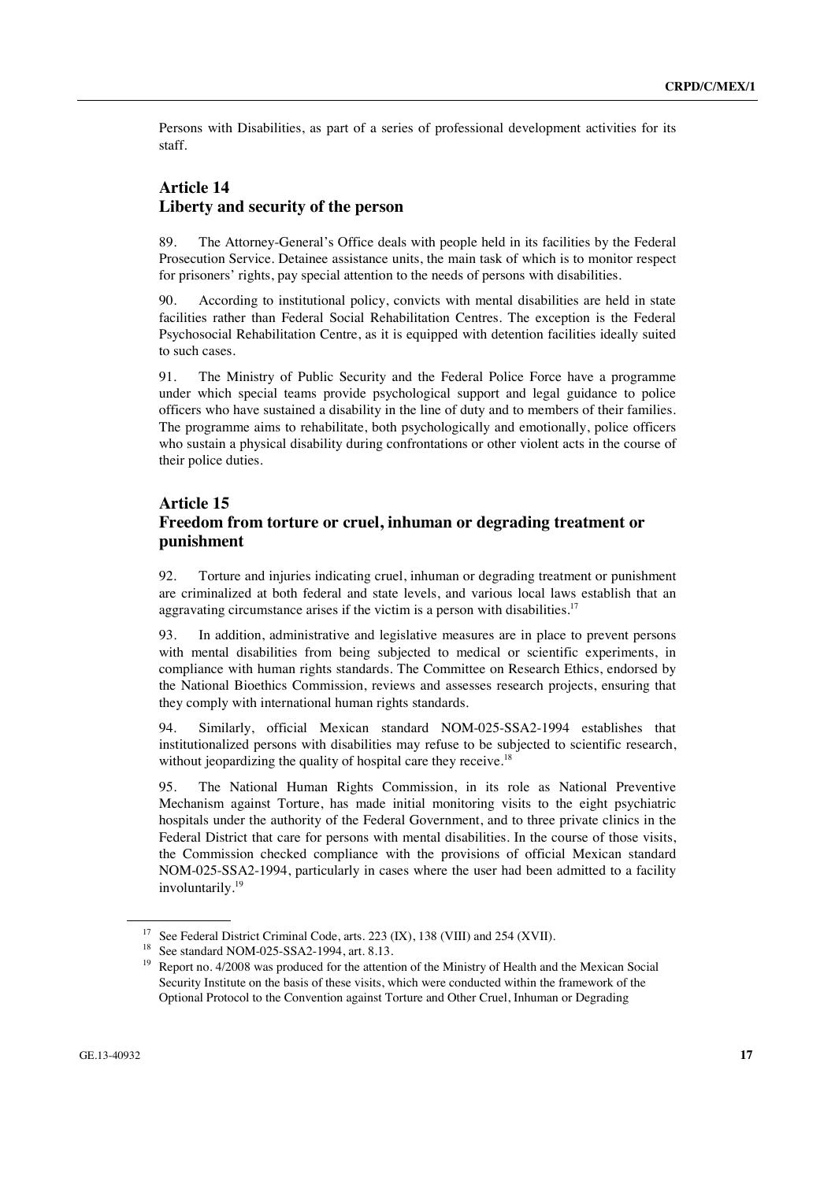Persons with Disabilities, as part of a series of professional development activities for its staff.

## Article 14
## Liberty and security of the person

89. The Attorney-General's Office deals with people held in its facilities by the Federal Prosecution Service. Detainee assistance units, the main task of which is to monitor respect for prisoners' rights, pay special attention to the needs of persons with disabilities.

90. According to institutional policy, convicts with mental disabilities are held in state facilities rather than Federal Social Rehabilitation Centres. The exception is the Federal Psychosocial Rehabilitation Centre, as it is equipped with detention facilities ideally suited to such cases.

91. The Ministry of Public Security and the Federal Police Force have a programme under which special teams provide psychological support and legal guidance to police officers who have sustained a disability in the line of duty and to members of their families. The programme aims to rehabilitate, both psychologically and emotionally, police officers who sustain a physical disability during confrontations or other violent acts in the course of their police duties.

## Article 15
## Freedom from torture or cruel, inhuman or degrading treatment or punishment

92. Torture and injuries indicating cruel, inhuman or degrading treatment or punishment are criminalized at both federal and state levels, and various local laws establish that an aggravating circumstance arises if the victim is a person with disabilities.[17]

93. In addition, administrative and legislative measures are in place to prevent persons with mental disabilities from being subjected to medical or scientific experiments, in compliance with human rights standards. The Committee on Research Ethics, endorsed by the National Bioethics Commission, reviews and assesses research projects, ensuring that they comply with international human rights standards.

94. Similarly, official Mexican standard NOM-025-SSA2-1994 establishes that institutionalized persons with disabilities may refuse to be subjected to scientific research, without jeopardizing the quality of hospital care they receive.[18]

95. The National Human Rights Commission, in its role as National Preventive Mechanism against Torture, has made initial monitoring visits to the eight psychiatric hospitals under the authority of the Federal Government, and to three private clinics in the Federal District that care for persons with mental disabilities. In the course of those visits, the Commission checked compliance with the provisions of official Mexican standard NOM-025-SSA2-1994, particularly in cases where the user had been admitted to a facility involuntarily.[19]

---

[17] See Federal District Criminal Code, arts. 223 (IX), 138 (VIII) and 254 (XVII).

[18] See standard NOM-025-SSA2-1994, art. 8.13.

[19] Report no. 4/2008 was produced for the attention of the Ministry of Health and the Mexican Social Security Institute on the basis of these visits, which were conducted within the framework of the Optional Protocol to the Convention against Torture and Other Cruel, Inhuman or Degrading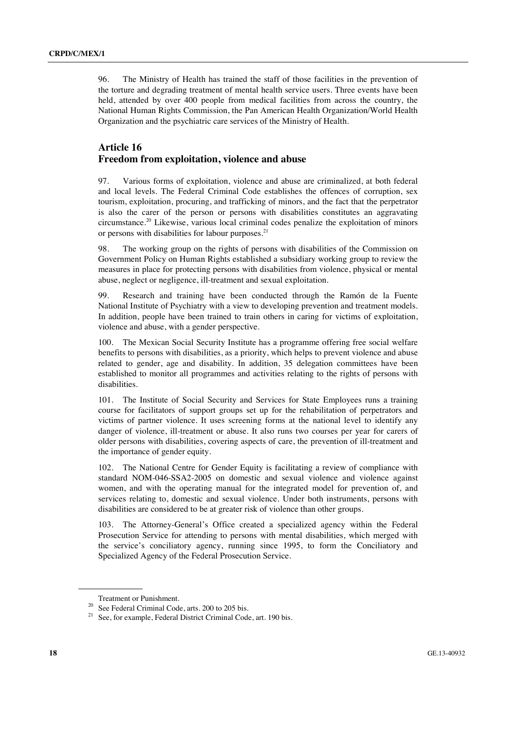96. The Ministry of Health has trained the staff of those facilities in the prevention of the torture and degrading treatment of mental health service users. Three events have been held, attended by over 400 people from medical facilities from across the country, the National Human Rights Commission, the Pan American Health Organization/World Health Organization and the psychiatric care services of the Ministry of Health.

## Article 16
## Freedom from exploitation, violence and abuse

97. Various forms of exploitation, violence and abuse are criminalized, at both federal and local levels. The Federal Criminal Code establishes the offences of corruption, sex tourism, exploitation, procuring, and trafficking of minors, and the fact that the perpetrator is also the carer of the person or persons with disabilities constitutes an aggravating circumstance.[20] Likewise, various local criminal codes penalize the exploitation of minors or persons with disabilities for labour purposes.[21]

98. The working group on the rights of persons with disabilities of the Commission on Government Policy on Human Rights established a subsidiary working group to review the measures in place for protecting persons with disabilities from violence, physical or mental abuse, neglect or negligence, ill-treatment and sexual exploitation.

99. Research and training have been conducted through the Ramón de la Fuente National Institute of Psychiatry with a view to developing prevention and treatment models. In addition, people have been trained to train others in caring for victims of exploitation, violence and abuse, with a gender perspective.

100. The Mexican Social Security Institute has a programme offering free social welfare benefits to persons with disabilities, as a priority, which helps to prevent violence and abuse related to gender, age and disability. In addition, 35 delegation committees have been established to monitor all programmes and activities relating to the rights of persons with disabilities.

101. The Institute of Social Security and Services for State Employees runs a training course for facilitators of support groups set up for the rehabilitation of perpetrators and victims of partner violence. It uses screening forms at the national level to identify any danger of violence, ill-treatment or abuse. It also runs two courses per year for carers of older persons with disabilities, covering aspects of care, the prevention of ill-treatment and the importance of gender equity.

102. The National Centre for Gender Equity is facilitating a review of compliance with standard NOM-046-SSA2-2005 on domestic and sexual violence and violence against women, and with the operating manual for the integrated model for prevention of, and services relating to, domestic and sexual violence. Under both instruments, persons with disabilities are considered to be at greater risk of violence than other groups.

103. The Attorney-General's Office created a specialized agency within the Federal Prosecution Service for attending to persons with mental disabilities, which merged with the service's conciliatory agency, running since 1995, to form the Conciliatory and Specialized Agency of the Federal Prosecution Service.

---

Treatment or Punishment.

[20] See Federal Criminal Code, arts. 200 to 205 bis.

[21] See, for example, Federal District Criminal Code, art. 190 bis.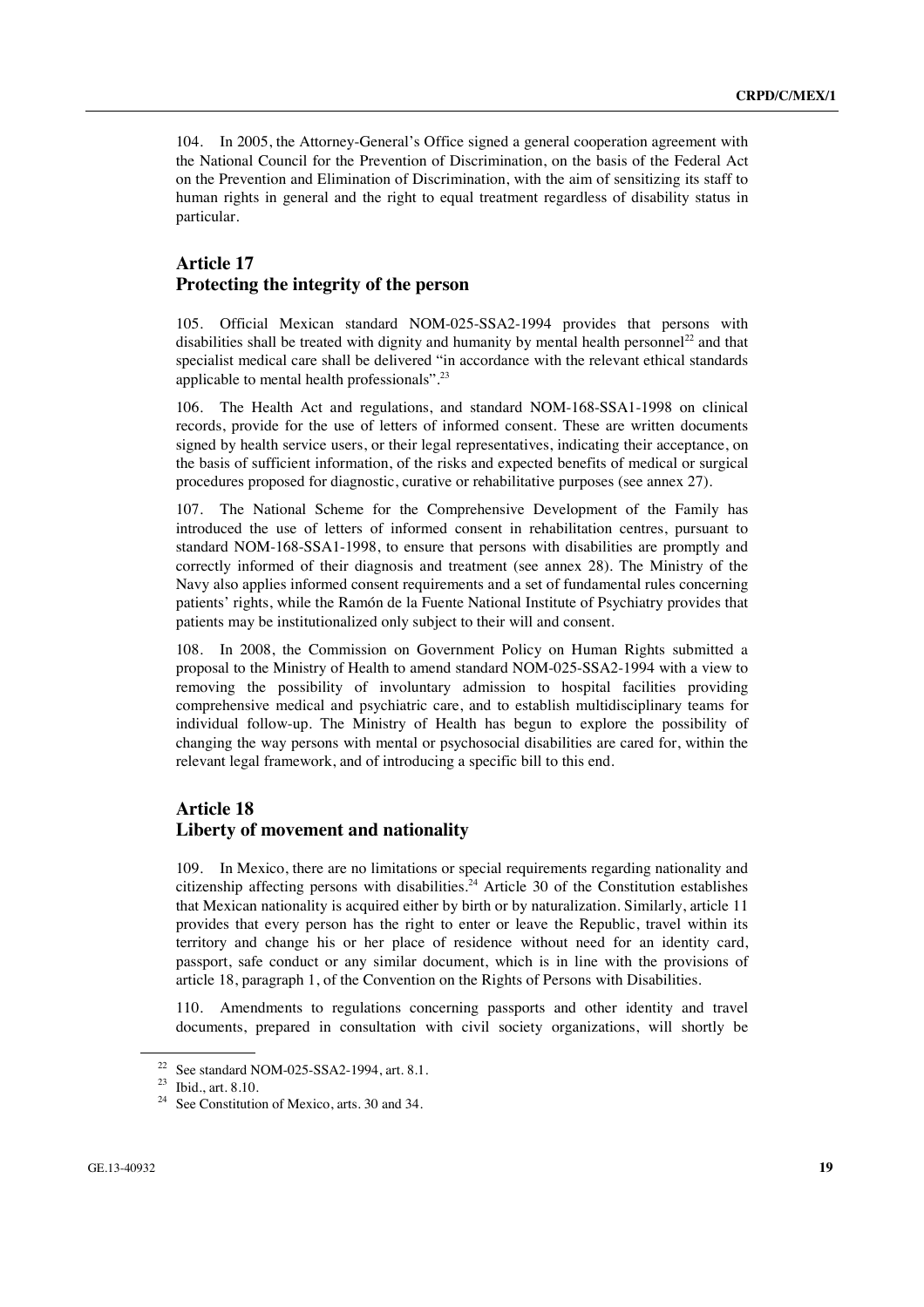104. In 2005, the Attorney-General's Office signed a general cooperation agreement with the National Council for the Prevention of Discrimination, on the basis of the Federal Act on the Prevention and Elimination of Discrimination, with the aim of sensitizing its staff to human rights in general and the right to equal treatment regardless of disability status in particular.

## Article 17
## Protecting the integrity of the person

105. Official Mexican standard NOM-025-SSA2-1994 provides that persons with disabilities shall be treated with dignity and humanity by mental health personnel[22] and that specialist medical care shall be delivered "in accordance with the relevant ethical standards applicable to mental health professionals".[23]

106. The Health Act and regulations, and standard NOM-168-SSA1-1998 on clinical records, provide for the use of letters of informed consent. These are written documents signed by health service users, or their legal representatives, indicating their acceptance, on the basis of sufficient information, of the risks and expected benefits of medical or surgical procedures proposed for diagnostic, curative or rehabilitative purposes (see annex 27).

107. The National Scheme for the Comprehensive Development of the Family has introduced the use of letters of informed consent in rehabilitation centres, pursuant to standard NOM-168-SSA1-1998, to ensure that persons with disabilities are promptly and correctly informed of their diagnosis and treatment (see annex 28). The Ministry of the Navy also applies informed consent requirements and a set of fundamental rules concerning patients' rights, while the Ramón de la Fuente National Institute of Psychiatry provides that patients may be institutionalized only subject to their will and consent.

108. In 2008, the Commission on Government Policy on Human Rights submitted a proposal to the Ministry of Health to amend standard NOM-025-SSA2-1994 with a view to removing the possibility of involuntary admission to hospital facilities providing comprehensive medical and psychiatric care, and to establish multidisciplinary teams for individual follow-up. The Ministry of Health has begun to explore the possibility of changing the way persons with mental or psychosocial disabilities are cared for, within the relevant legal framework, and of introducing a specific bill to this end.

## Article 18
## Liberty of movement and nationality

109. In Mexico, there are no limitations or special requirements regarding nationality and citizenship affecting persons with disabilities.[24] Article 30 of the Constitution establishes that Mexican nationality is acquired either by birth or by naturalization. Similarly, article 11 provides that every person has the right to enter or leave the Republic, travel within its territory and change his or her place of residence without need for an identity card, passport, safe conduct or any similar document, which is in line with the provisions of article 18, paragraph 1, of the Convention on the Rights of Persons with Disabilities.

110. Amendments to regulations concerning passports and other identity and travel documents, prepared in consultation with civil society organizations, will shortly be

---

[22] See standard NOM-025-SSA2-1994, art. 8.1.

[23] Ibid., art. 8.10.

[24] See Constitution of Mexico, arts. 30 and 34.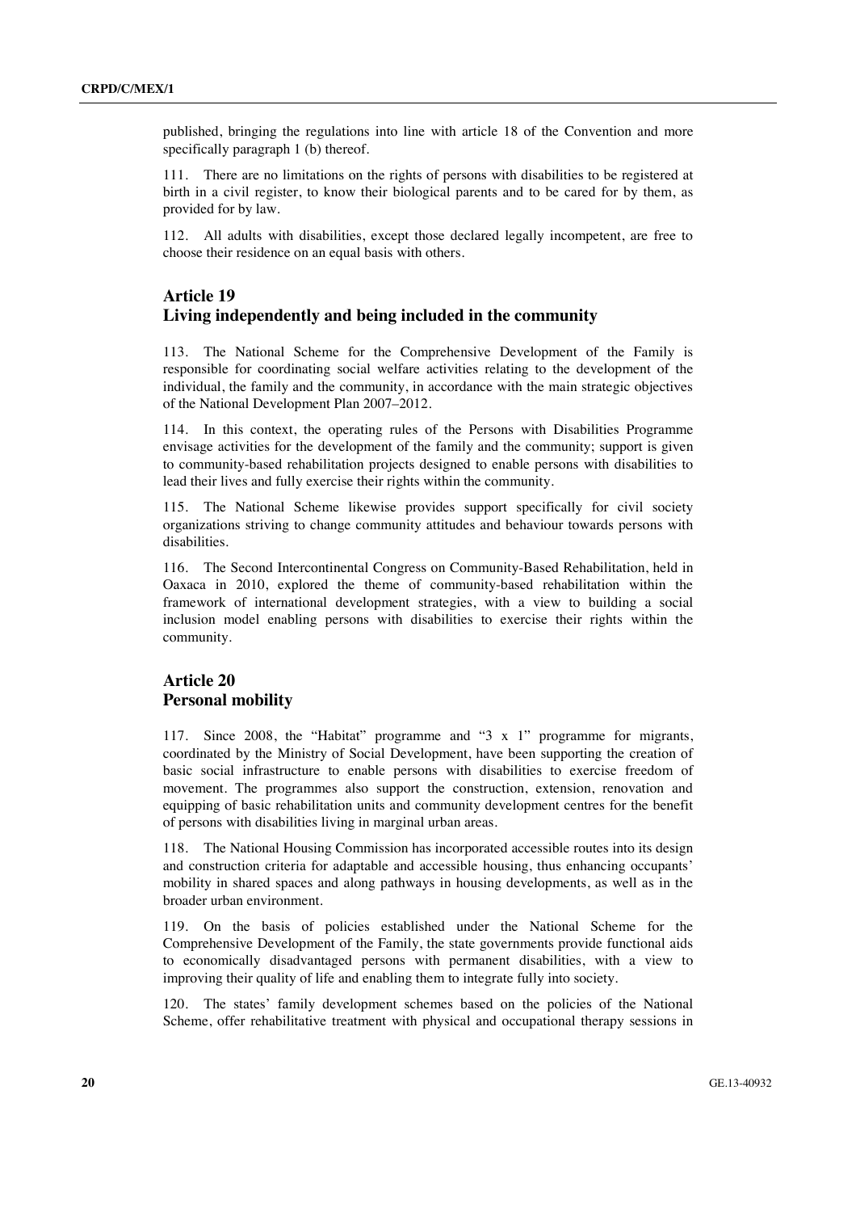published, bringing the regulations into line with article 18 of the Convention and more specifically paragraph 1 (b) thereof.

111. There are no limitations on the rights of persons with disabilities to be registered at birth in a civil register, to know their biological parents and to be cared for by them, as provided for by law.

112. All adults with disabilities, except those declared legally incompetent, are free to choose their residence on an equal basis with others.

## Article 19
## Living independently and being included in the community

113. The National Scheme for the Comprehensive Development of the Family is responsible for coordinating social welfare activities relating to the development of the individual, the family and the community, in accordance with the main strategic objectives of the National Development Plan 2007–2012.

114. In this context, the operating rules of the Persons with Disabilities Programme envisage activities for the development of the family and the community; support is given to community-based rehabilitation projects designed to enable persons with disabilities to lead their lives and fully exercise their rights within the community.

115. The National Scheme likewise provides support specifically for civil society organizations striving to change community attitudes and behaviour towards persons with disabilities.

116. The Second Intercontinental Congress on Community-Based Rehabilitation, held in Oaxaca in 2010, explored the theme of community-based rehabilitation within the framework of international development strategies, with a view to building a social inclusion model enabling persons with disabilities to exercise their rights within the community.

## Article 20
## Personal mobility

117. Since 2008, the "Habitat" programme and "3 x 1" programme for migrants, coordinated by the Ministry of Social Development, have been supporting the creation of basic social infrastructure to enable persons with disabilities to exercise freedom of movement. The programmes also support the construction, extension, renovation and equipping of basic rehabilitation units and community development centres for the benefit of persons with disabilities living in marginal urban areas.

118. The National Housing Commission has incorporated accessible routes into its design and construction criteria for adaptable and accessible housing, thus enhancing occupants' mobility in shared spaces and along pathways in housing developments, as well as in the broader urban environment.

119. On the basis of policies established under the National Scheme for the Comprehensive Development of the Family, the state governments provide functional aids to economically disadvantaged persons with permanent disabilities, with a view to improving their quality of life and enabling them to integrate fully into society.

120. The states' family development schemes based on the policies of the National Scheme, offer rehabilitative treatment with physical and occupational therapy sessions in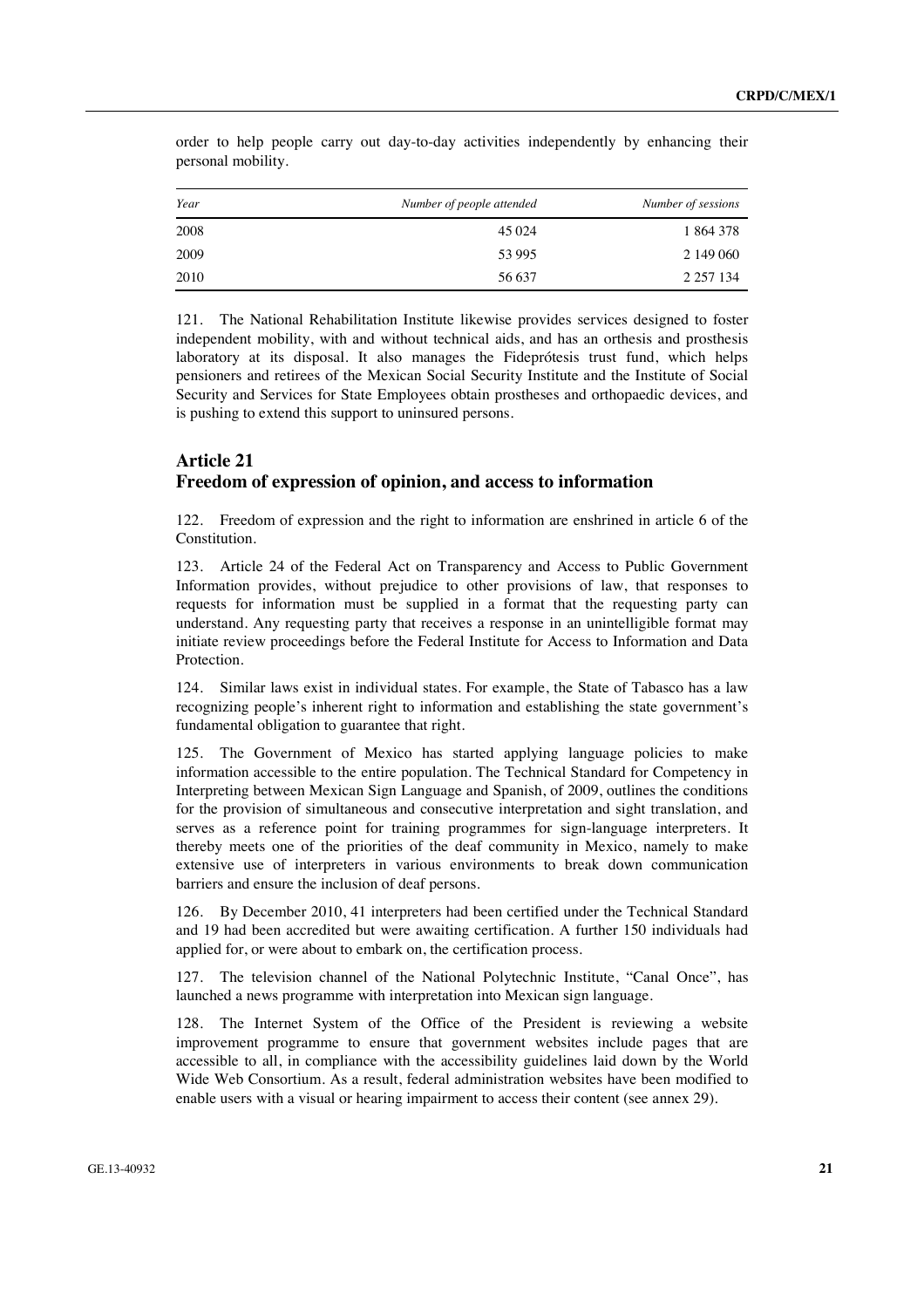order to help people carry out day-to-day activities independently by enhancing their personal mobility.

| *Year* | *Number of people attended* | *Number of sessions* |
|---|---|---|
| 2008 | 45 024 | 1 864 378 |
| 2009 | 53 995 | 2 149 060 |
| 2010 | 56 637 | 2 257 134 |

121. The National Rehabilitation Institute likewise provides services designed to foster independent mobility, with and without technical aids, and has an orthesis and prosthesis laboratory at its disposal. It also manages the Fideprótesis trust fund, which helps pensioners and retirees of the Mexican Social Security Institute and the Institute of Social Security and Services for State Employees obtain prostheses and orthopaedic devices, and is pushing to extend this support to uninsured persons.

## Article 21
## Freedom of expression of opinion, and access to information

122. Freedom of expression and the right to information are enshrined in article 6 of the Constitution.

123. Article 24 of the Federal Act on Transparency and Access to Public Government Information provides, without prejudice to other provisions of law, that responses to requests for information must be supplied in a format that the requesting party can understand. Any requesting party that receives a response in an unintelligible format may initiate review proceedings before the Federal Institute for Access to Information and Data Protection.

124. Similar laws exist in individual states. For example, the State of Tabasco has a law recognizing people's inherent right to information and establishing the state government's fundamental obligation to guarantee that right.

125. The Government of Mexico has started applying language policies to make information accessible to the entire population. The Technical Standard for Competency in Interpreting between Mexican Sign Language and Spanish, of 2009, outlines the conditions for the provision of simultaneous and consecutive interpretation and sight translation, and serves as a reference point for training programmes for sign-language interpreters. It thereby meets one of the priorities of the deaf community in Mexico, namely to make extensive use of interpreters in various environments to break down communication barriers and ensure the inclusion of deaf persons.

126. By December 2010, 41 interpreters had been certified under the Technical Standard and 19 had been accredited but were awaiting certification. A further 150 individuals had applied for, or were about to embark on, the certification process.

127. The television channel of the National Polytechnic Institute, "Canal Once", has launched a news programme with interpretation into Mexican sign language.

128. The Internet System of the Office of the President is reviewing a website improvement programme to ensure that government websites include pages that are accessible to all, in compliance with the accessibility guidelines laid down by the World Wide Web Consortium. As a result, federal administration websites have been modified to enable users with a visual or hearing impairment to access their content (see annex 29).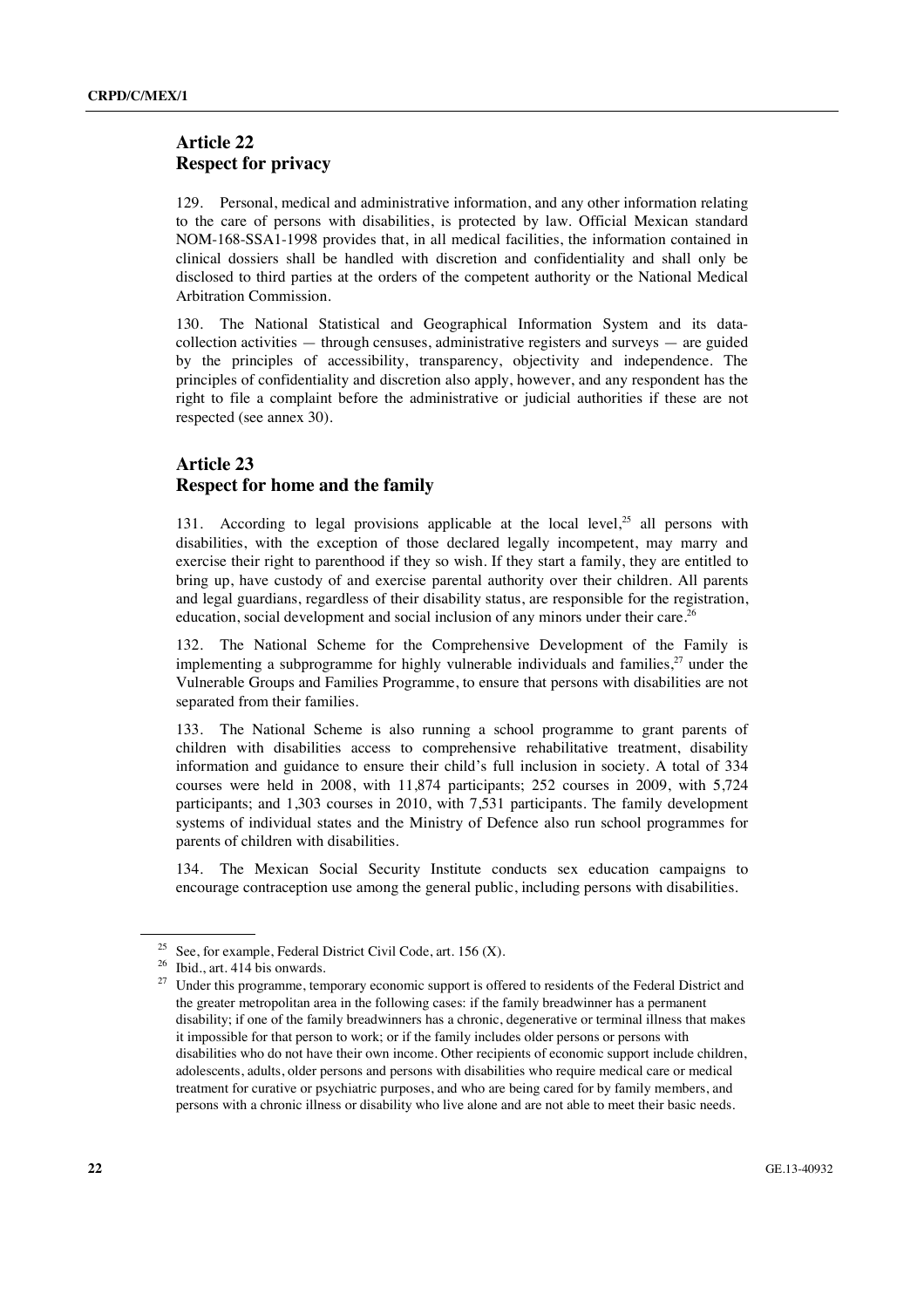## Article 22
## Respect for privacy

129. Personal, medical and administrative information, and any other information relating to the care of persons with disabilities, is protected by law. Official Mexican standard NOM-168-SSA1-1998 provides that, in all medical facilities, the information contained in clinical dossiers shall be handled with discretion and confidentiality and shall only be disclosed to third parties at the orders of the competent authority or the National Medical Arbitration Commission.

130. The National Statistical and Geographical Information System and its data-collection activities — through censuses, administrative registers and surveys — are guided by the principles of accessibility, transparency, objectivity and independence. The principles of confidentiality and discretion also apply, however, and any respondent has the right to file a complaint before the administrative or judicial authorities if these are not respected (see annex 30).

## Article 23
## Respect for home and the family

131. According to legal provisions applicable at the local level,[25] all persons with disabilities, with the exception of those declared legally incompetent, may marry and exercise their right to parenthood if they so wish. If they start a family, they are entitled to bring up, have custody of and exercise parental authority over their children. All parents and legal guardians, regardless of their disability status, are responsible for the registration, education, social development and social inclusion of any minors under their care.[26]

132. The National Scheme for the Comprehensive Development of the Family is implementing a subprogramme for highly vulnerable individuals and families,[27] under the Vulnerable Groups and Families Programme, to ensure that persons with disabilities are not separated from their families.

133. The National Scheme is also running a school programme to grant parents of children with disabilities access to comprehensive rehabilitative treatment, disability information and guidance to ensure their child's full inclusion in society. A total of 334 courses were held in 2008, with 11,874 participants; 252 courses in 2009, with 5,724 participants; and 1,303 courses in 2010, with 7,531 participants. The family development systems of individual states and the Ministry of Defence also run school programmes for parents of children with disabilities.

134. The Mexican Social Security Institute conducts sex education campaigns to encourage contraception use among the general public, including persons with disabilities.

---

[25] See, for example, Federal District Civil Code, art. 156 (X).

[26] Ibid., art. 414 bis onwards.

[27] Under this programme, temporary economic support is offered to residents of the Federal District and the greater metropolitan area in the following cases: if the family breadwinner has a permanent disability; if one of the family breadwinners has a chronic, degenerative or terminal illness that makes it impossible for that person to work; or if the family includes older persons or persons with disabilities who do not have their own income. Other recipients of economic support include children, adolescents, adults, older persons and persons with disabilities who require medical care or medical treatment for curative or psychiatric purposes, and who are being cared for by family members, and persons with a chronic illness or disability who live alone and are not able to meet their basic needs.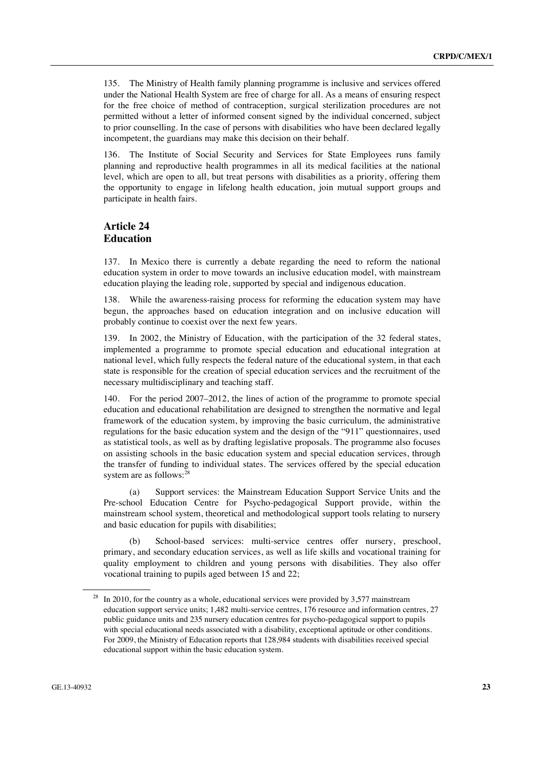135. The Ministry of Health family planning programme is inclusive and services offered under the National Health System are free of charge for all. As a means of ensuring respect for the free choice of method of contraception, surgical sterilization procedures are not permitted without a letter of informed consent signed by the individual concerned, subject to prior counselling. In the case of persons with disabilities who have been declared legally incompetent, the guardians may make this decision on their behalf.

136. The Institute of Social Security and Services for State Employees runs family planning and reproductive health programmes in all its medical facilities at the national level, which are open to all, but treat persons with disabilities as a priority, offering them the opportunity to engage in lifelong health education, join mutual support groups and participate in health fairs.

## Article 24
## Education

137. In Mexico there is currently a debate regarding the need to reform the national education system in order to move towards an inclusive education model, with mainstream education playing the leading role, supported by special and indigenous education.

138. While the awareness-raising process for reforming the education system may have begun, the approaches based on education integration and on inclusive education will probably continue to coexist over the next few years.

139. In 2002, the Ministry of Education, with the participation of the 32 federal states, implemented a programme to promote special education and educational integration at national level, which fully respects the federal nature of the educational system, in that each state is responsible for the creation of special education services and the recruitment of the necessary multidisciplinary and teaching staff.

140. For the period 2007–2012, the lines of action of the programme to promote special education and educational rehabilitation are designed to strengthen the normative and legal framework of the education system, by improving the basic curriculum, the administrative regulations for the basic education system and the design of the "911" questionnaires, used as statistical tools, as well as by drafting legislative proposals. The programme also focuses on assisting schools in the basic education system and special education services, through the transfer of funding to individual states. The services offered by the special education system are as follows:[28]

(a) Support services: the Mainstream Education Support Service Units and the Pre-school Education Centre for Psycho-pedagogical Support provide, within the mainstream school system, theoretical and methodological support tools relating to nursery and basic education for pupils with disabilities;

(b) School-based services: multi-service centres offer nursery, preschool, primary, and secondary education services, as well as life skills and vocational training for quality employment to children and young persons with disabilities. They also offer vocational training to pupils aged between 15 and 22;

[28] In 2010, for the country as a whole, educational services were provided by 3,577 mainstream education support service units; 1,482 multi-service centres, 176 resource and information centres, 27 public guidance units and 235 nursery education centres for psycho-pedagogical support to pupils with special educational needs associated with a disability, exceptional aptitude or other conditions. For 2009, the Ministry of Education reports that 128,984 students with disabilities received special educational support within the basic education system.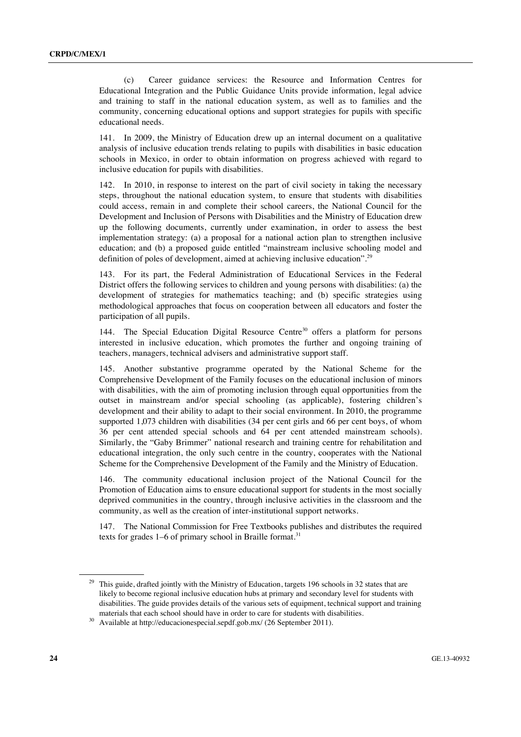(c) Career guidance services: the Resource and Information Centres for Educational Integration and the Public Guidance Units provide information, legal advice and training to staff in the national education system, as well as to families and the community, concerning educational options and support strategies for pupils with specific educational needs.

141. In 2009, the Ministry of Education drew up an internal document on a qualitative analysis of inclusive education trends relating to pupils with disabilities in basic education schools in Mexico, in order to obtain information on progress achieved with regard to inclusive education for pupils with disabilities.

142. In 2010, in response to interest on the part of civil society in taking the necessary steps, throughout the national education system, to ensure that students with disabilities could access, remain in and complete their school careers, the National Council for the Development and Inclusion of Persons with Disabilities and the Ministry of Education drew up the following documents, currently under examination, in order to assess the best implementation strategy: (a) a proposal for a national action plan to strengthen inclusive education; and (b) a proposed guide entitled "mainstream inclusive schooling model and definition of poles of development, aimed at achieving inclusive education".[29]

143. For its part, the Federal Administration of Educational Services in the Federal District offers the following services to children and young persons with disabilities: (a) the development of strategies for mathematics teaching; and (b) specific strategies using methodological approaches that focus on cooperation between all educators and foster the participation of all pupils.

144. The Special Education Digital Resource Centre[30] offers a platform for persons interested in inclusive education, which promotes the further and ongoing training of teachers, managers, technical advisers and administrative support staff.

145. Another substantive programme operated by the National Scheme for the Comprehensive Development of the Family focuses on the educational inclusion of minors with disabilities, with the aim of promoting inclusion through equal opportunities from the outset in mainstream and/or special schooling (as applicable), fostering children's development and their ability to adapt to their social environment. In 2010, the programme supported 1,073 children with disabilities (34 per cent girls and 66 per cent boys, of whom 36 per cent attended special schools and 64 per cent attended mainstream schools). Similarly, the "Gaby Brimmer" national research and training centre for rehabilitation and educational integration, the only such centre in the country, cooperates with the National Scheme for the Comprehensive Development of the Family and the Ministry of Education.

146. The community educational inclusion project of the National Council for the Promotion of Education aims to ensure educational support for students in the most socially deprived communities in the country, through inclusive activities in the classroom and the community, as well as the creation of inter-institutional support networks.

147. The National Commission for Free Textbooks publishes and distributes the required texts for grades 1–6 of primary school in Braille format.[31]

---

[29] This guide, drafted jointly with the Ministry of Education, targets 196 schools in 32 states that are likely to become regional inclusive education hubs at primary and secondary level for students with disabilities. The guide provides details of the various sets of equipment, technical support and training materials that each school should have in order to care for students with disabilities.

[30] Available at http://educacionespecial.sepdf.gob.mx/ (26 September 2011).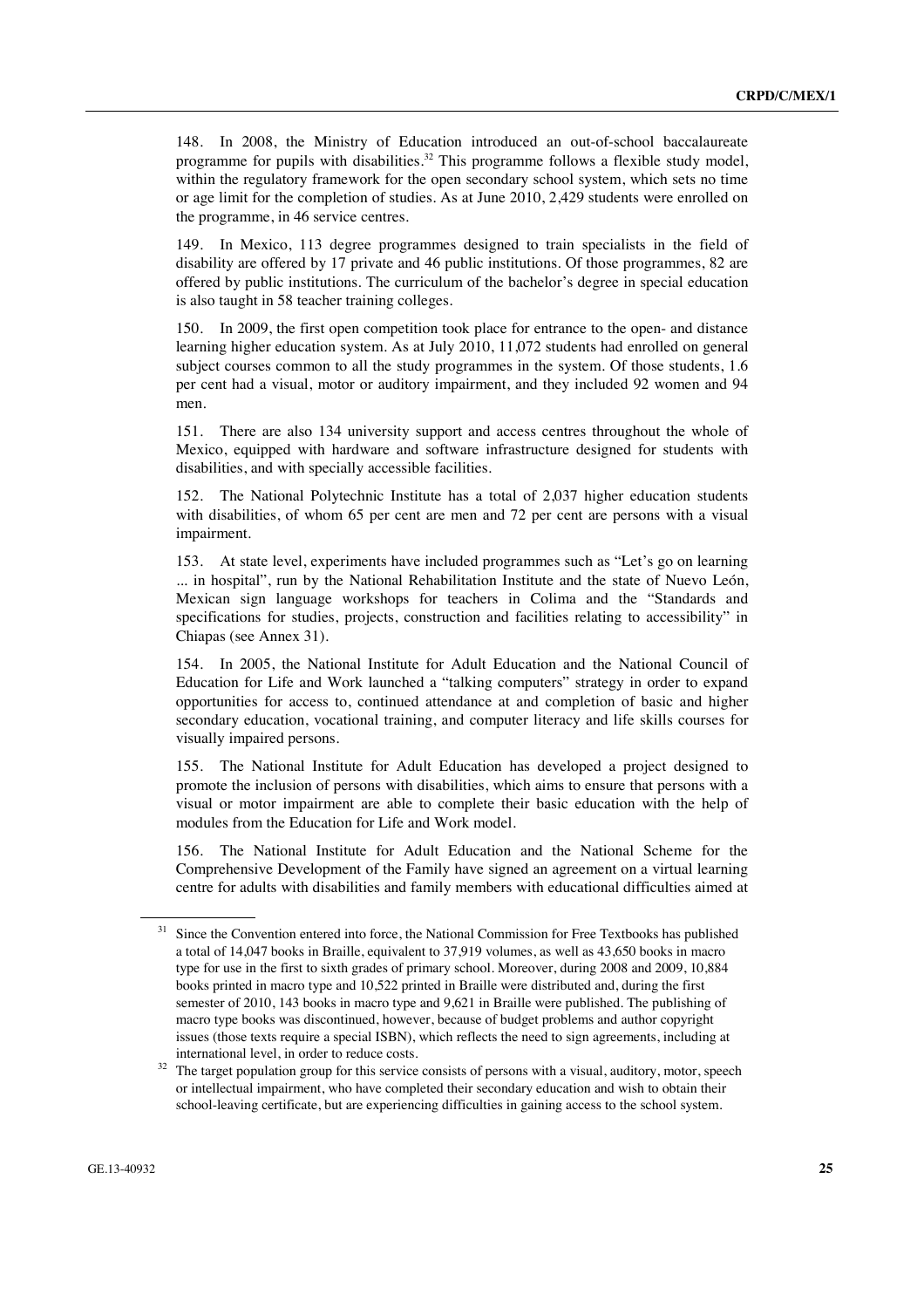148. In 2008, the Ministry of Education introduced an out-of-school baccalaureate programme for pupils with disabilities.[32] This programme follows a flexible study model, within the regulatory framework for the open secondary school system, which sets no time or age limit for the completion of studies. As at June 2010, 2,429 students were enrolled on the programme, in 46 service centres.

149. In Mexico, 113 degree programmes designed to train specialists in the field of disability are offered by 17 private and 46 public institutions. Of those programmes, 82 are offered by public institutions. The curriculum of the bachelor's degree in special education is also taught in 58 teacher training colleges.

150. In 2009, the first open competition took place for entrance to the open- and distance learning higher education system. As at July 2010, 11,072 students had enrolled on general subject courses common to all the study programmes in the system. Of those students, 1.6 per cent had a visual, motor or auditory impairment, and they included 92 women and 94 men.

151. There are also 134 university support and access centres throughout the whole of Mexico, equipped with hardware and software infrastructure designed for students with disabilities, and with specially accessible facilities.

152. The National Polytechnic Institute has a total of 2,037 higher education students with disabilities, of whom 65 per cent are men and 72 per cent are persons with a visual impairment.

153. At state level, experiments have included programmes such as "Let's go on learning ... in hospital", run by the National Rehabilitation Institute and the state of Nuevo León, Mexican sign language workshops for teachers in Colima and the "Standards and specifications for studies, projects, construction and facilities relating to accessibility" in Chiapas (see Annex 31).

154. In 2005, the National Institute for Adult Education and the National Council of Education for Life and Work launched a "talking computers" strategy in order to expand opportunities for access to, continued attendance at and completion of basic and higher secondary education, vocational training, and computer literacy and life skills courses for visually impaired persons.

155. The National Institute for Adult Education has developed a project designed to promote the inclusion of persons with disabilities, which aims to ensure that persons with a visual or motor impairment are able to complete their basic education with the help of modules from the Education for Life and Work model.

156. The National Institute for Adult Education and the National Scheme for the Comprehensive Development of the Family have signed an agreement on a virtual learning centre for adults with disabilities and family members with educational difficulties aimed at

---

[31] Since the Convention entered into force, the National Commission for Free Textbooks has published a total of 14,047 books in Braille, equivalent to 37,919 volumes, as well as 43,650 books in macro type for use in the first to sixth grades of primary school. Moreover, during 2008 and 2009, 10,884 books printed in macro type and 10,522 printed in Braille were distributed and, during the first semester of 2010, 143 books in macro type and 9,621 in Braille were published. The publishing of macro type books was discontinued, however, because of budget problems and author copyright issues (those texts require a special ISBN), which reflects the need to sign agreements, including at international level, in order to reduce costs.

[32] The target population group for this service consists of persons with a visual, auditory, motor, speech or intellectual impairment, who have completed their secondary education and wish to obtain their school-leaving certificate, but are experiencing difficulties in gaining access to the school system.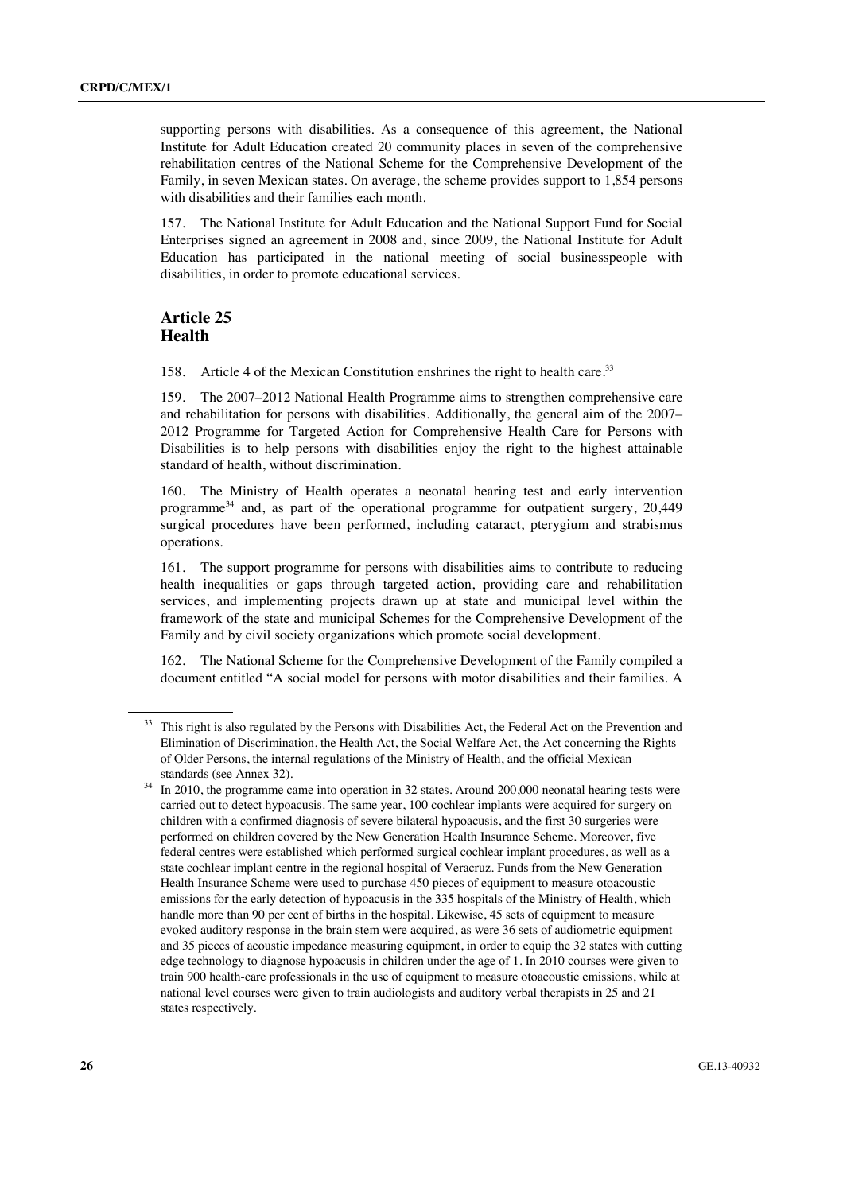supporting persons with disabilities. As a consequence of this agreement, the National Institute for Adult Education created 20 community places in seven of the comprehensive rehabilitation centres of the National Scheme for the Comprehensive Development of the Family, in seven Mexican states. On average, the scheme provides support to 1,854 persons with disabilities and their families each month.

157. The National Institute for Adult Education and the National Support Fund for Social Enterprises signed an agreement in 2008 and, since 2009, the National Institute for Adult Education has participated in the national meeting of social businesspeople with disabilities, in order to promote educational services.

## Article 25
## Health

158. Article 4 of the Mexican Constitution enshrines the right to health care.[33]

159. The 2007–2012 National Health Programme aims to strengthen comprehensive care and rehabilitation for persons with disabilities. Additionally, the general aim of the 2007–2012 Programme for Targeted Action for Comprehensive Health Care for Persons with Disabilities is to help persons with disabilities enjoy the right to the highest attainable standard of health, without discrimination.

160. The Ministry of Health operates a neonatal hearing test and early intervention programme[34] and, as part of the operational programme for outpatient surgery, 20,449 surgical procedures have been performed, including cataract, pterygium and strabismus operations.

161. The support programme for persons with disabilities aims to contribute to reducing health inequalities or gaps through targeted action, providing care and rehabilitation services, and implementing projects drawn up at state and municipal level within the framework of the state and municipal Schemes for the Comprehensive Development of the Family and by civil society organizations which promote social development.

162. The National Scheme for the Comprehensive Development of the Family compiled a document entitled "A social model for persons with motor disabilities and their families. A

---

[33] This right is also regulated by the Persons with Disabilities Act, the Federal Act on the Prevention and Elimination of Discrimination, the Health Act, the Social Welfare Act, the Act concerning the Rights of Older Persons, the internal regulations of the Ministry of Health, and the official Mexican standards (see Annex 32).

[34] In 2010, the programme came into operation in 32 states. Around 200,000 neonatal hearing tests were carried out to detect hypoacusis. The same year, 100 cochlear implants were acquired for surgery on children with a confirmed diagnosis of severe bilateral hypoacusis, and the first 30 surgeries were performed on children covered by the New Generation Health Insurance Scheme. Moreover, five federal centres were established which performed surgical cochlear implant procedures, as well as a state cochlear implant centre in the regional hospital of Veracruz. Funds from the New Generation Health Insurance Scheme were used to purchase 450 pieces of equipment to measure otoacoustic emissions for the early detection of hypoacusis in the 335 hospitals of the Ministry of Health, which handle more than 90 per cent of births in the hospital. Likewise, 45 sets of equipment to measure evoked auditory response in the brain stem were acquired, as were 36 sets of audiometric equipment and 35 pieces of acoustic impedance measuring equipment, in order to equip the 32 states with cutting edge technology to diagnose hypoacusis in children under the age of 1. In 2010 courses were given to train 900 health-care professionals in the use of equipment to measure otoacoustic emissions, while at national level courses were given to train audiologists and auditory verbal therapists in 25 and 21 states respectively.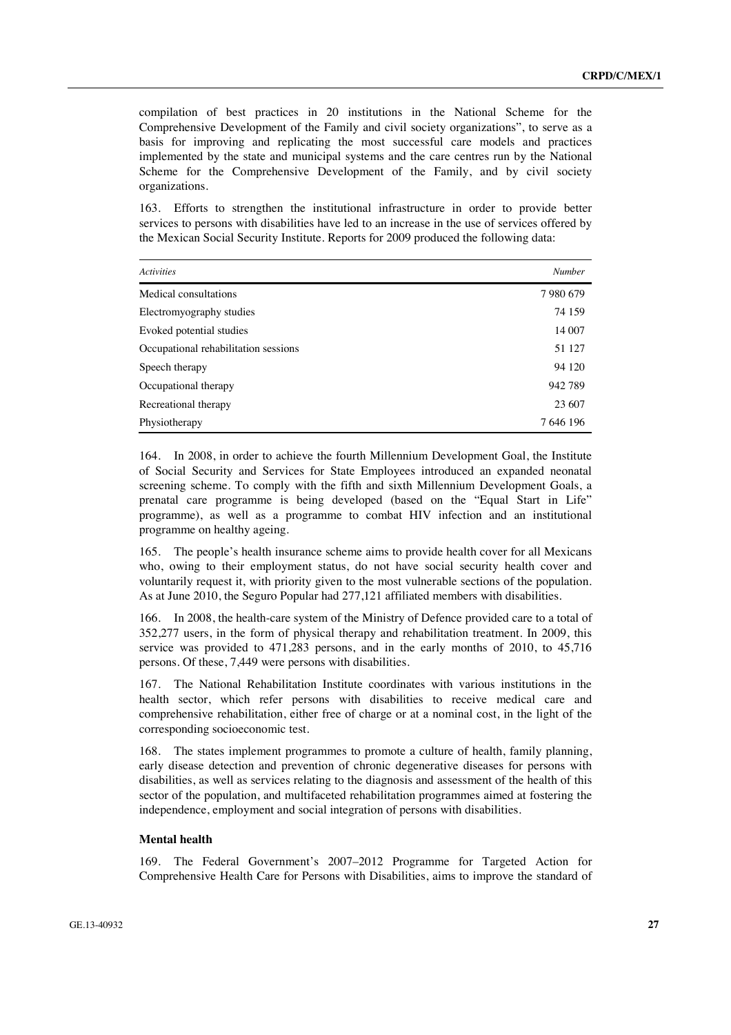compilation of best practices in 20 institutions in the National Scheme for the Comprehensive Development of the Family and civil society organizations", to serve as a basis for improving and replicating the most successful care models and practices implemented by the state and municipal systems and the care centres run by the National Scheme for the Comprehensive Development of the Family, and by civil society organizations.

163. Efforts to strengthen the institutional infrastructure in order to provide better services to persons with disabilities have led to an increase in the use of services offered by the Mexican Social Security Institute. Reports for 2009 produced the following data:

| *Activities* | *Number* |
|---|---|
| Medical consultations | 7 980 679 |
| Electromyography studies | 74 159 |
| Evoked potential studies | 14 007 |
| Occupational rehabilitation sessions | 51 127 |
| Speech therapy | 94 120 |
| Occupational therapy | 942 789 |
| Recreational therapy | 23 607 |
| Physiotherapy | 7 646 196 |

164. In 2008, in order to achieve the fourth Millennium Development Goal, the Institute of Social Security and Services for State Employees introduced an expanded neonatal screening scheme. To comply with the fifth and sixth Millennium Development Goals, a prenatal care programme is being developed (based on the "Equal Start in Life" programme), as well as a programme to combat HIV infection and an institutional programme on healthy ageing.

165. The people's health insurance scheme aims to provide health cover for all Mexicans who, owing to their employment status, do not have social security health cover and voluntarily request it, with priority given to the most vulnerable sections of the population. As at June 2010, the Seguro Popular had 277,121 affiliated members with disabilities.

166. In 2008, the health-care system of the Ministry of Defence provided care to a total of 352,277 users, in the form of physical therapy and rehabilitation treatment. In 2009, this service was provided to 471,283 persons, and in the early months of 2010, to 45,716 persons. Of these, 7,449 were persons with disabilities.

167. The National Rehabilitation Institute coordinates with various institutions in the health sector, which refer persons with disabilities to receive medical care and comprehensive rehabilitation, either free of charge or at a nominal cost, in the light of the corresponding socioeconomic test.

168. The states implement programmes to promote a culture of health, family planning, early disease detection and prevention of chronic degenerative diseases for persons with disabilities, as well as services relating to the diagnosis and assessment of the health of this sector of the population, and multifaceted rehabilitation programmes aimed at fostering the independence, employment and social integration of persons with disabilities.

**Mental health**

169. The Federal Government's 2007–2012 Programme for Targeted Action for Comprehensive Health Care for Persons with Disabilities, aims to improve the standard of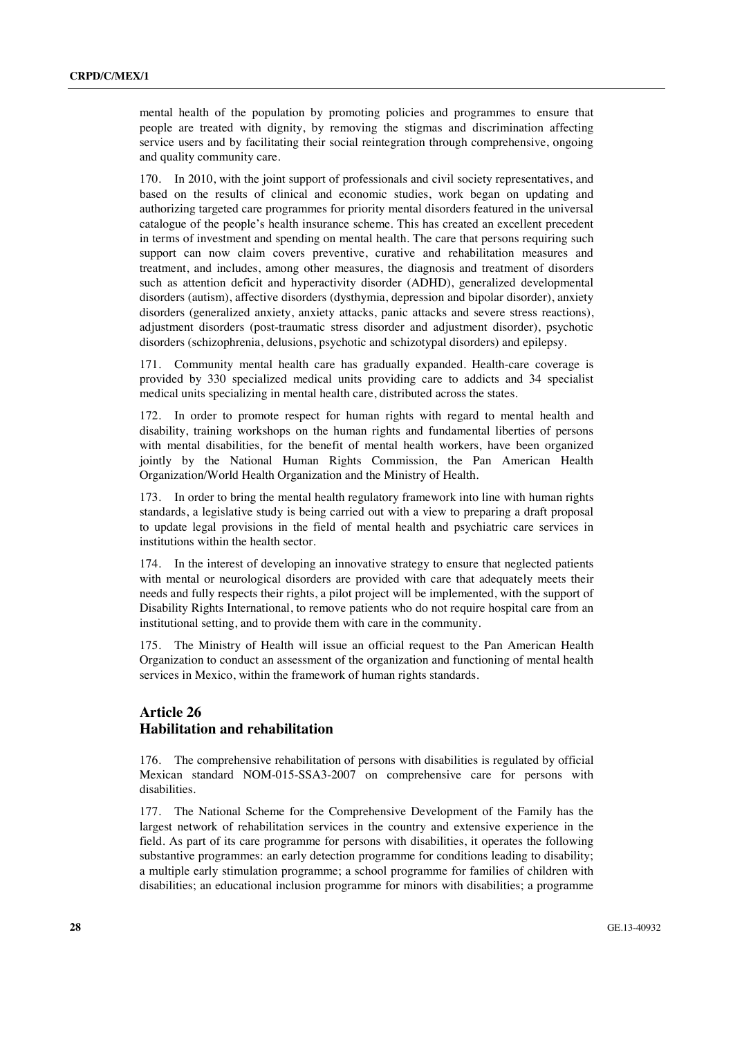mental health of the population by promoting policies and programmes to ensure that people are treated with dignity, by removing the stigmas and discrimination affecting service users and by facilitating their social reintegration through comprehensive, ongoing and quality community care.

170. In 2010, with the joint support of professionals and civil society representatives, and based on the results of clinical and economic studies, work began on updating and authorizing targeted care programmes for priority mental disorders featured in the universal catalogue of the people's health insurance scheme. This has created an excellent precedent in terms of investment and spending on mental health. The care that persons requiring such support can now claim covers preventive, curative and rehabilitation measures and treatment, and includes, among other measures, the diagnosis and treatment of disorders such as attention deficit and hyperactivity disorder (ADHD), generalized developmental disorders (autism), affective disorders (dysthymia, depression and bipolar disorder), anxiety disorders (generalized anxiety, anxiety attacks, panic attacks and severe stress reactions), adjustment disorders (post-traumatic stress disorder and adjustment disorder), psychotic disorders (schizophrenia, delusions, psychotic and schizotypal disorders) and epilepsy.

171. Community mental health care has gradually expanded. Health-care coverage is provided by 330 specialized medical units providing care to addicts and 34 specialist medical units specializing in mental health care, distributed across the states.

172. In order to promote respect for human rights with regard to mental health and disability, training workshops on the human rights and fundamental liberties of persons with mental disabilities, for the benefit of mental health workers, have been organized jointly by the National Human Rights Commission, the Pan American Health Organization/World Health Organization and the Ministry of Health.

173. In order to bring the mental health regulatory framework into line with human rights standards, a legislative study is being carried out with a view to preparing a draft proposal to update legal provisions in the field of mental health and psychiatric care services in institutions within the health sector.

174. In the interest of developing an innovative strategy to ensure that neglected patients with mental or neurological disorders are provided with care that adequately meets their needs and fully respects their rights, a pilot project will be implemented, with the support of Disability Rights International, to remove patients who do not require hospital care from an institutional setting, and to provide them with care in the community.

175. The Ministry of Health will issue an official request to the Pan American Health Organization to conduct an assessment of the organization and functioning of mental health services in Mexico, within the framework of human rights standards.

## Article 26
## Habilitation and rehabilitation

176. The comprehensive rehabilitation of persons with disabilities is regulated by official Mexican standard NOM-015-SSA3-2007 on comprehensive care for persons with disabilities.

177. The National Scheme for the Comprehensive Development of the Family has the largest network of rehabilitation services in the country and extensive experience in the field. As part of its care programme for persons with disabilities, it operates the following substantive programmes: an early detection programme for conditions leading to disability; a multiple early stimulation programme; a school programme for families of children with disabilities; an educational inclusion programme for minors with disabilities; a programme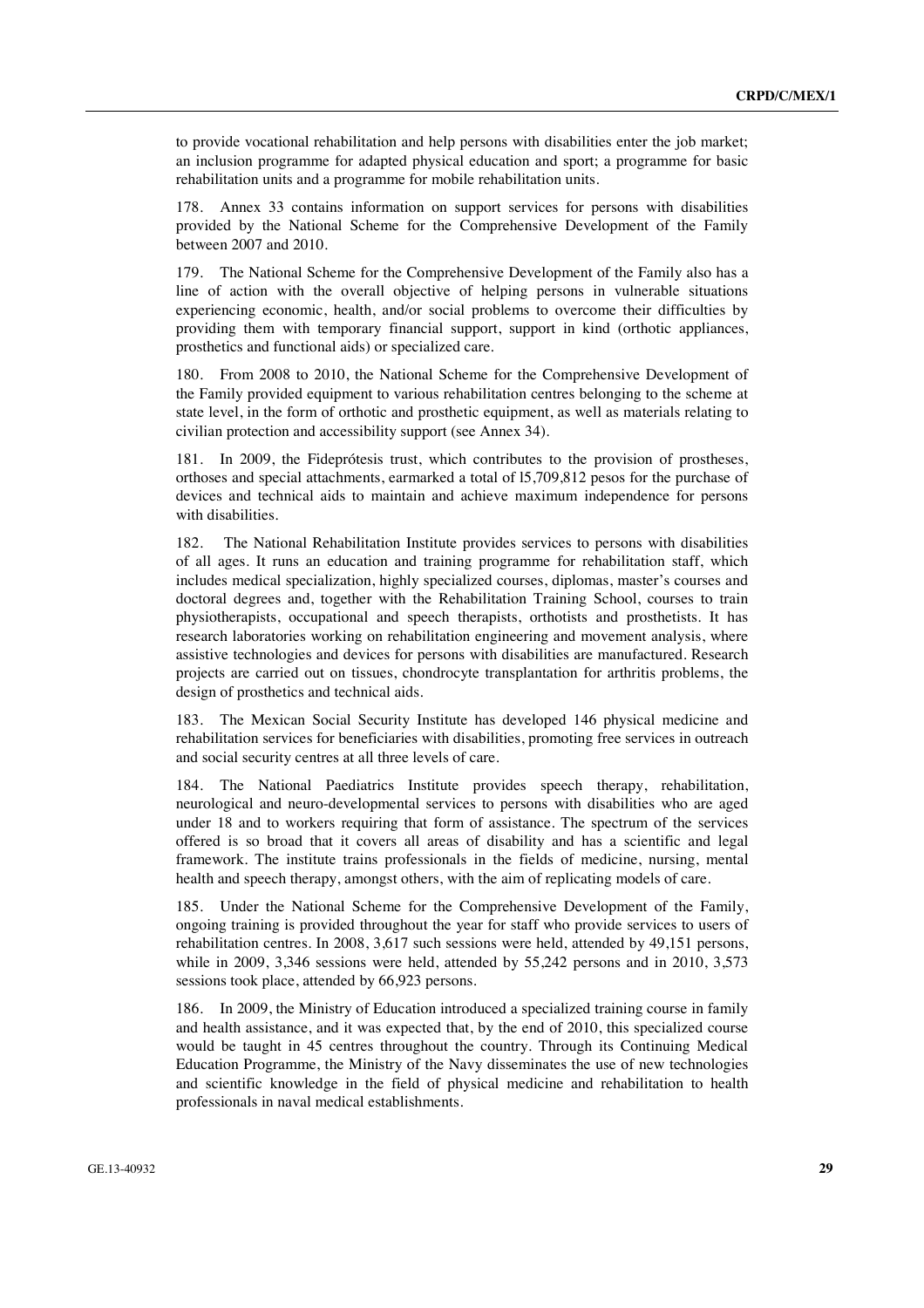to provide vocational rehabilitation and help persons with disabilities enter the job market; an inclusion programme for adapted physical education and sport; a programme for basic rehabilitation units and a programme for mobile rehabilitation units.

178. Annex 33 contains information on support services for persons with disabilities provided by the National Scheme for the Comprehensive Development of the Family between 2007 and 2010.

179. The National Scheme for the Comprehensive Development of the Family also has a line of action with the overall objective of helping persons in vulnerable situations experiencing economic, health, and/or social problems to overcome their difficulties by providing them with temporary financial support, support in kind (orthotic appliances, prosthetics and functional aids) or specialized care.

180. From 2008 to 2010, the National Scheme for the Comprehensive Development of the Family provided equipment to various rehabilitation centres belonging to the scheme at state level, in the form of orthotic and prosthetic equipment, as well as materials relating to civilian protection and accessibility support (see Annex 34).

181. In 2009, the Fideprótesis trust, which contributes to the provision of prostheses, orthoses and special attachments, earmarked a total of l5,709,812 pesos for the purchase of devices and technical aids to maintain and achieve maximum independence for persons with disabilities.

182. The National Rehabilitation Institute provides services to persons with disabilities of all ages. It runs an education and training programme for rehabilitation staff, which includes medical specialization, highly specialized courses, diplomas, master's courses and doctoral degrees and, together with the Rehabilitation Training School, courses to train physiotherapists, occupational and speech therapists, orthotists and prosthetists. It has research laboratories working on rehabilitation engineering and movement analysis, where assistive technologies and devices for persons with disabilities are manufactured. Research projects are carried out on tissues, chondrocyte transplantation for arthritis problems, the design of prosthetics and technical aids.

183. The Mexican Social Security Institute has developed 146 physical medicine and rehabilitation services for beneficiaries with disabilities, promoting free services in outreach and social security centres at all three levels of care.

184. The National Paediatrics Institute provides speech therapy, rehabilitation, neurological and neuro-developmental services to persons with disabilities who are aged under 18 and to workers requiring that form of assistance. The spectrum of the services offered is so broad that it covers all areas of disability and has a scientific and legal framework. The institute trains professionals in the fields of medicine, nursing, mental health and speech therapy, amongst others, with the aim of replicating models of care.

185. Under the National Scheme for the Comprehensive Development of the Family, ongoing training is provided throughout the year for staff who provide services to users of rehabilitation centres. In 2008, 3,617 such sessions were held, attended by 49,151 persons, while in 2009, 3,346 sessions were held, attended by 55,242 persons and in 2010, 3,573 sessions took place, attended by 66,923 persons.

186. In 2009, the Ministry of Education introduced a specialized training course in family and health assistance, and it was expected that, by the end of 2010, this specialized course would be taught in 45 centres throughout the country. Through its Continuing Medical Education Programme, the Ministry of the Navy disseminates the use of new technologies and scientific knowledge in the field of physical medicine and rehabilitation to health professionals in naval medical establishments.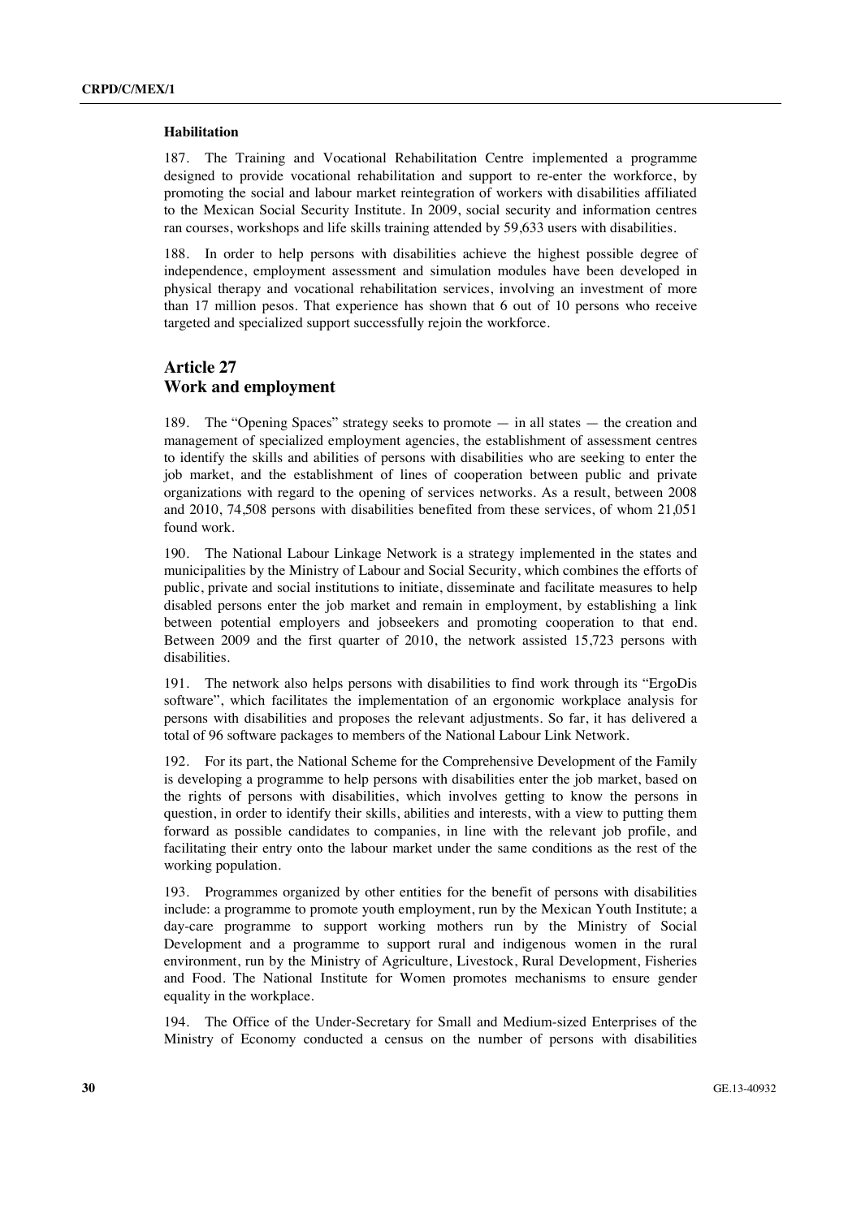#### Habilitation

187. The Training and Vocational Rehabilitation Centre implemented a programme designed to provide vocational rehabilitation and support to re-enter the workforce, by promoting the social and labour market reintegration of workers with disabilities affiliated to the Mexican Social Security Institute. In 2009, social security and information centres ran courses, workshops and life skills training attended by 59,633 users with disabilities.

188. In order to help persons with disabilities achieve the highest possible degree of independence, employment assessment and simulation modules have been developed in physical therapy and vocational rehabilitation services, involving an investment of more than 17 million pesos. That experience has shown that 6 out of 10 persons who receive targeted and specialized support successfully rejoin the workforce.

## Article 27
## Work and employment

189. The "Opening Spaces" strategy seeks to promote — in all states — the creation and management of specialized employment agencies, the establishment of assessment centres to identify the skills and abilities of persons with disabilities who are seeking to enter the job market, and the establishment of lines of cooperation between public and private organizations with regard to the opening of services networks. As a result, between 2008 and 2010, 74,508 persons with disabilities benefited from these services, of whom 21,051 found work.

190. The National Labour Linkage Network is a strategy implemented in the states and municipalities by the Ministry of Labour and Social Security, which combines the efforts of public, private and social institutions to initiate, disseminate and facilitate measures to help disabled persons enter the job market and remain in employment, by establishing a link between potential employers and jobseekers and promoting cooperation to that end. Between 2009 and the first quarter of 2010, the network assisted 15,723 persons with disabilities.

191. The network also helps persons with disabilities to find work through its "ErgoDis software", which facilitates the implementation of an ergonomic workplace analysis for persons with disabilities and proposes the relevant adjustments. So far, it has delivered a total of 96 software packages to members of the National Labour Link Network.

192. For its part, the National Scheme for the Comprehensive Development of the Family is developing a programme to help persons with disabilities enter the job market, based on the rights of persons with disabilities, which involves getting to know the persons in question, in order to identify their skills, abilities and interests, with a view to putting them forward as possible candidates to companies, in line with the relevant job profile, and facilitating their entry onto the labour market under the same conditions as the rest of the working population.

193. Programmes organized by other entities for the benefit of persons with disabilities include: a programme to promote youth employment, run by the Mexican Youth Institute; a day-care programme to support working mothers run by the Ministry of Social Development and a programme to support rural and indigenous women in the rural environment, run by the Ministry of Agriculture, Livestock, Rural Development, Fisheries and Food. The National Institute for Women promotes mechanisms to ensure gender equality in the workplace.

194. The Office of the Under-Secretary for Small and Medium-sized Enterprises of the Ministry of Economy conducted a census on the number of persons with disabilities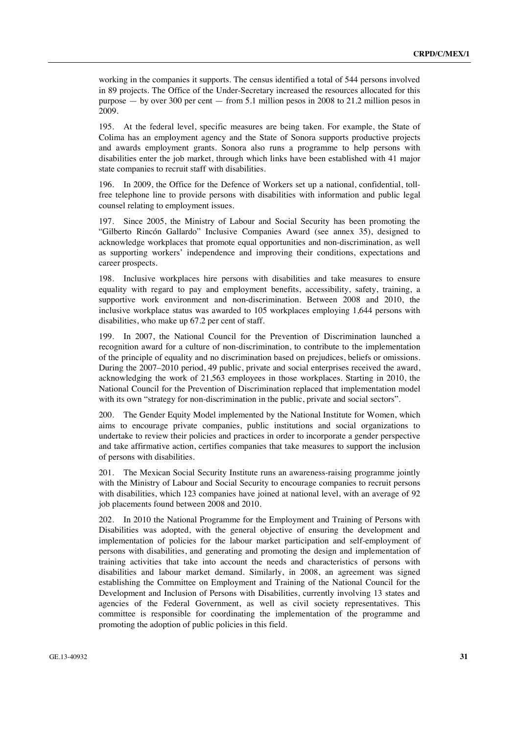working in the companies it supports. The census identified a total of 544 persons involved in 89 projects. The Office of the Under-Secretary increased the resources allocated for this purpose — by over 300 per cent — from 5.1 million pesos in 2008 to 21.2 million pesos in 2009.

195. At the federal level, specific measures are being taken. For example, the State of Colima has an employment agency and the State of Sonora supports productive projects and awards employment grants. Sonora also runs a programme to help persons with disabilities enter the job market, through which links have been established with 41 major state companies to recruit staff with disabilities.

196. In 2009, the Office for the Defence of Workers set up a national, confidential, toll-free telephone line to provide persons with disabilities with information and public legal counsel relating to employment issues.

197. Since 2005, the Ministry of Labour and Social Security has been promoting the "Gilberto Rincón Gallardo" Inclusive Companies Award (see annex 35), designed to acknowledge workplaces that promote equal opportunities and non-discrimination, as well as supporting workers' independence and improving their conditions, expectations and career prospects.

198. Inclusive workplaces hire persons with disabilities and take measures to ensure equality with regard to pay and employment benefits, accessibility, safety, training, a supportive work environment and non-discrimination. Between 2008 and 2010, the inclusive workplace status was awarded to 105 workplaces employing 1,644 persons with disabilities, who make up 67.2 per cent of staff.

199. In 2007, the National Council for the Prevention of Discrimination launched a recognition award for a culture of non-discrimination, to contribute to the implementation of the principle of equality and no discrimination based on prejudices, beliefs or omissions. During the 2007–2010 period, 49 public, private and social enterprises received the award, acknowledging the work of 21,563 employees in those workplaces. Starting in 2010, the National Council for the Prevention of Discrimination replaced that implementation model with its own "strategy for non-discrimination in the public, private and social sectors".

200. The Gender Equity Model implemented by the National Institute for Women, which aims to encourage private companies, public institutions and social organizations to undertake to review their policies and practices in order to incorporate a gender perspective and take affirmative action, certifies companies that take measures to support the inclusion of persons with disabilities.

201. The Mexican Social Security Institute runs an awareness-raising programme jointly with the Ministry of Labour and Social Security to encourage companies to recruit persons with disabilities, which 123 companies have joined at national level, with an average of 92 job placements found between 2008 and 2010.

202. In 2010 the National Programme for the Employment and Training of Persons with Disabilities was adopted, with the general objective of ensuring the development and implementation of policies for the labour market participation and self-employment of persons with disabilities, and generating and promoting the design and implementation of training activities that take into account the needs and characteristics of persons with disabilities and labour market demand. Similarly, in 2008, an agreement was signed establishing the Committee on Employment and Training of the National Council for the Development and Inclusion of Persons with Disabilities, currently involving 13 states and agencies of the Federal Government, as well as civil society representatives. This committee is responsible for coordinating the implementation of the programme and promoting the adoption of public policies in this field.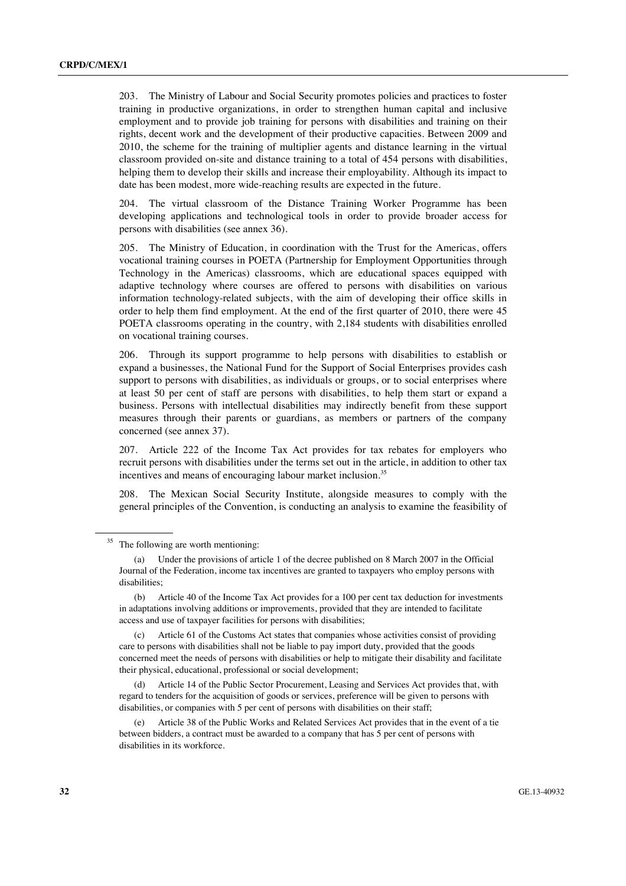203. The Ministry of Labour and Social Security promotes policies and practices to foster training in productive organizations, in order to strengthen human capital and inclusive employment and to provide job training for persons with disabilities and training on their rights, decent work and the development of their productive capacities. Between 2009 and 2010, the scheme for the training of multiplier agents and distance learning in the virtual classroom provided on-site and distance training to a total of 454 persons with disabilities, helping them to develop their skills and increase their employability. Although its impact to date has been modest, more wide-reaching results are expected in the future.

204. The virtual classroom of the Distance Training Worker Programme has been developing applications and technological tools in order to provide broader access for persons with disabilities (see annex 36).

205. The Ministry of Education, in coordination with the Trust for the Americas, offers vocational training courses in POETA (Partnership for Employment Opportunities through Technology in the Americas) classrooms, which are educational spaces equipped with adaptive technology where courses are offered to persons with disabilities on various information technology-related subjects, with the aim of developing their office skills in order to help them find employment. At the end of the first quarter of 2010, there were 45 POETA classrooms operating in the country, with 2,184 students with disabilities enrolled on vocational training courses.

206. Through its support programme to help persons with disabilities to establish or expand a businesses, the National Fund for the Support of Social Enterprises provides cash support to persons with disabilities, as individuals or groups, or to social enterprises where at least 50 per cent of staff are persons with disabilities, to help them start or expand a business. Persons with intellectual disabilities may indirectly benefit from these support measures through their parents or guardians, as members or partners of the company concerned (see annex 37).

207. Article 222 of the Income Tax Act provides for tax rebates for employers who recruit persons with disabilities under the terms set out in the article, in addition to other tax incentives and means of encouraging labour market inclusion.[35]

208. The Mexican Social Security Institute, alongside measures to comply with the general principles of the Convention, is conducting an analysis to examine the feasibility of

---

[35] The following are worth mentioning:

(a) Under the provisions of article 1 of the decree published on 8 March 2007 in the Official Journal of the Federation, income tax incentives are granted to taxpayers who employ persons with disabilities;

(b) Article 40 of the Income Tax Act provides for a 100 per cent tax deduction for investments in adaptations involving additions or improvements, provided that they are intended to facilitate access and use of taxpayer facilities for persons with disabilities;

(c) Article 61 of the Customs Act states that companies whose activities consist of providing care to persons with disabilities shall not be liable to pay import duty, provided that the goods concerned meet the needs of persons with disabilities or help to mitigate their disability and facilitate their physical, educational, professional or social development;

(d) Article 14 of the Public Sector Procurement, Leasing and Services Act provides that, with regard to tenders for the acquisition of goods or services, preference will be given to persons with disabilities, or companies with 5 per cent of persons with disabilities on their staff;

(e) Article 38 of the Public Works and Related Services Act provides that in the event of a tie between bidders, a contract must be awarded to a company that has 5 per cent of persons with disabilities in its workforce.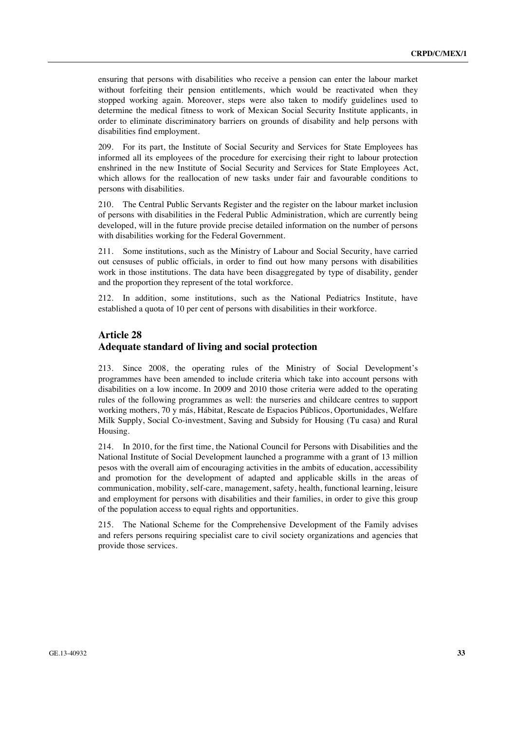ensuring that persons with disabilities who receive a pension can enter the labour market without forfeiting their pension entitlements, which would be reactivated when they stopped working again. Moreover, steps were also taken to modify guidelines used to determine the medical fitness to work of Mexican Social Security Institute applicants, in order to eliminate discriminatory barriers on grounds of disability and help persons with disabilities find employment.

209. For its part, the Institute of Social Security and Services for State Employees has informed all its employees of the procedure for exercising their right to labour protection enshrined in the new Institute of Social Security and Services for State Employees Act, which allows for the reallocation of new tasks under fair and favourable conditions to persons with disabilities.

210. The Central Public Servants Register and the register on the labour market inclusion of persons with disabilities in the Federal Public Administration, which are currently being developed, will in the future provide precise detailed information on the number of persons with disabilities working for the Federal Government.

211. Some institutions, such as the Ministry of Labour and Social Security, have carried out censuses of public officials, in order to find out how many persons with disabilities work in those institutions. The data have been disaggregated by type of disability, gender and the proportion they represent of the total workforce.

212. In addition, some institutions, such as the National Pediatrics Institute, have established a quota of 10 per cent of persons with disabilities in their workforce.

## Article 28
## Adequate standard of living and social protection

213. Since 2008, the operating rules of the Ministry of Social Development's programmes have been amended to include criteria which take into account persons with disabilities on a low income. In 2009 and 2010 those criteria were added to the operating rules of the following programmes as well: the nurseries and childcare centres to support working mothers, 70 y más, Hábitat, Rescate de Espacios Públicos, Oportunidades, Welfare Milk Supply, Social Co-investment, Saving and Subsidy for Housing (Tu casa) and Rural Housing.

214. In 2010, for the first time, the National Council for Persons with Disabilities and the National Institute of Social Development launched a programme with a grant of 13 million pesos with the overall aim of encouraging activities in the ambits of education, accessibility and promotion for the development of adapted and applicable skills in the areas of communication, mobility, self-care, management, safety, health, functional learning, leisure and employment for persons with disabilities and their families, in order to give this group of the population access to equal rights and opportunities.

215. The National Scheme for the Comprehensive Development of the Family advises and refers persons requiring specialist care to civil society organizations and agencies that provide those services.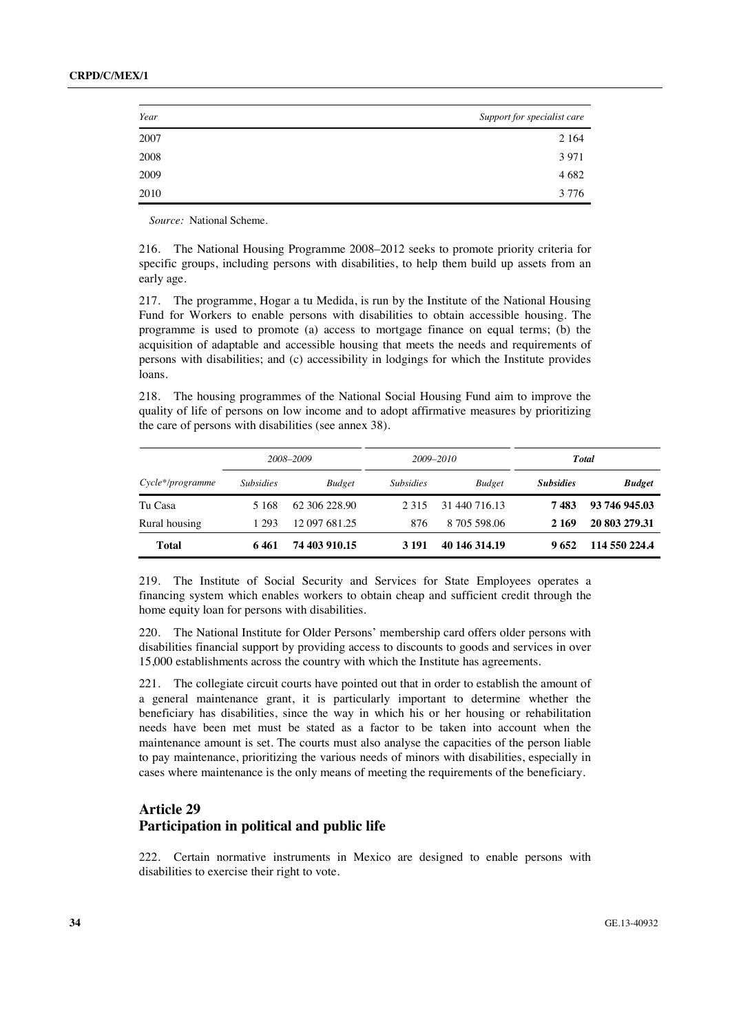| *Year* | *Support for specialist care* |
|---|---|
| 2007 | 2 164 |
| 2008 | 3 971 |
| 2009 | 4 682 |
| 2010 | 3 776 |

*Source:* National Scheme.

216. The National Housing Programme 2008–2012 seeks to promote priority criteria for specific groups, including persons with disabilities, to help them build up assets from an early age.

217. The programme, Hogar a tu Medida, is run by the Institute of the National Housing Fund for Workers to enable persons with disabilities to obtain accessible housing. The programme is used to promote (a) access to mortgage finance on equal terms; (b) the acquisition of adaptable and accessible housing that meets the needs and requirements of persons with disabilities; and (c) accessibility in lodgings for which the Institute provides loans.

218. The housing programmes of the National Social Housing Fund aim to improve the quality of life of persons on low income and to adopt affirmative measures by prioritizing the care of persons with disabilities (see annex 38).

| | *2008–2009* | | *2009–2010* | | ***Total*** | |
|---|---|---|---|---|---|---|
| *Cycle\*/programme* | *Subsidies* | *Budget* | *Subsidies* | *Budget* | ***Subsidies*** | ***Budget*** |
| Tu Casa | 5 168 | 62 306 228.90 | 2 315 | 31 440 716.13 | **7 483** | **93 746 945.03** |
| Rural housing | 1 293 | 12 097 681.25 | 876 | 8 705 598.06 | **2 169** | **20 803 279.31** |
| **Total** | **6 461** | **74 403 910.15** | **3 191** | **40 146 314.19** | **9 652** | **114 550 224.4** |

219. The Institute of Social Security and Services for State Employees operates a financing system which enables workers to obtain cheap and sufficient credit through the home equity loan for persons with disabilities.

220. The National Institute for Older Persons' membership card offers older persons with disabilities financial support by providing access to discounts to goods and services in over 15,000 establishments across the country with which the Institute has agreements.

221. The collegiate circuit courts have pointed out that in order to establish the amount of a general maintenance grant, it is particularly important to determine whether the beneficiary has disabilities, since the way in which his or her housing or rehabilitation needs have been met must be stated as a factor to be taken into account when the maintenance amount is set. The courts must also analyse the capacities of the person liable to pay maintenance, prioritizing the various needs of minors with disabilities, especially in cases where maintenance is the only means of meeting the requirements of the beneficiary.

## Article 29
## Participation in political and public life

222. Certain normative instruments in Mexico are designed to enable persons with disabilities to exercise their right to vote.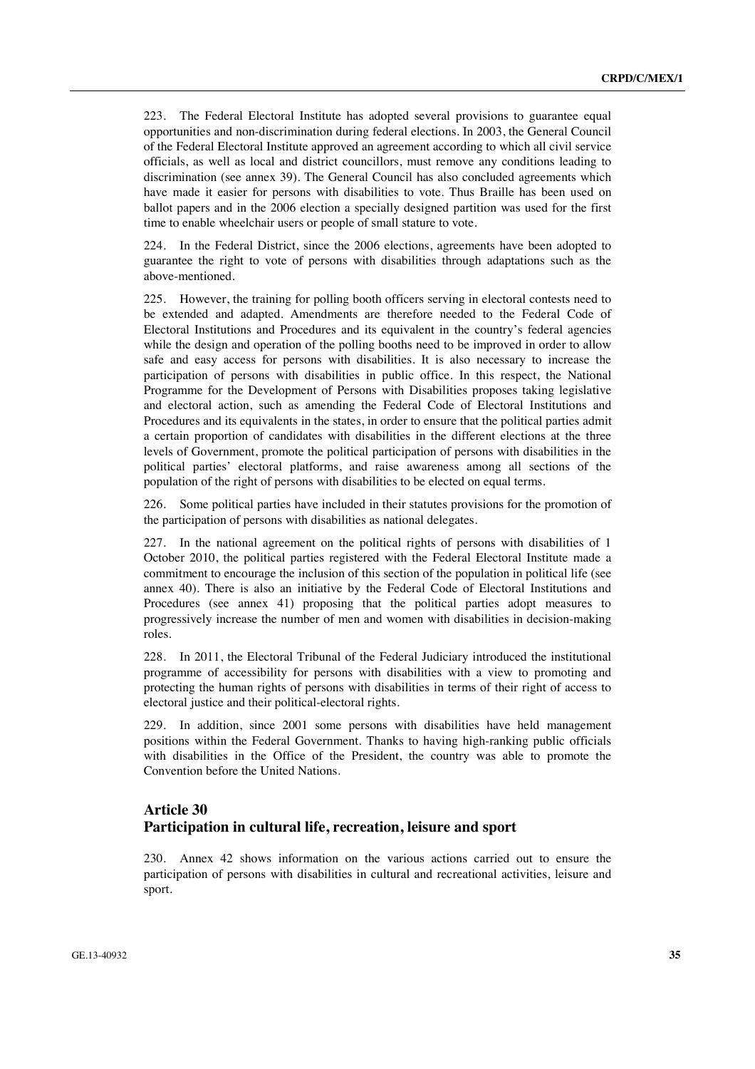223. The Federal Electoral Institute has adopted several provisions to guarantee equal opportunities and non-discrimination during federal elections. In 2003, the General Council of the Federal Electoral Institute approved an agreement according to which all civil service officials, as well as local and district councillors, must remove any conditions leading to discrimination (see annex 39). The General Council has also concluded agreements which have made it easier for persons with disabilities to vote. Thus Braille has been used on ballot papers and in the 2006 election a specially designed partition was used for the first time to enable wheelchair users or people of small stature to vote.

224. In the Federal District, since the 2006 elections, agreements have been adopted to guarantee the right to vote of persons with disabilities through adaptations such as the above-mentioned.

225. However, the training for polling booth officers serving in electoral contests need to be extended and adapted. Amendments are therefore needed to the Federal Code of Electoral Institutions and Procedures and its equivalent in the country's federal agencies while the design and operation of the polling booths need to be improved in order to allow safe and easy access for persons with disabilities. It is also necessary to increase the participation of persons with disabilities in public office. In this respect, the National Programme for the Development of Persons with Disabilities proposes taking legislative and electoral action, such as amending the Federal Code of Electoral Institutions and Procedures and its equivalents in the states, in order to ensure that the political parties admit a certain proportion of candidates with disabilities in the different elections at the three levels of Government, promote the political participation of persons with disabilities in the political parties' electoral platforms, and raise awareness among all sections of the population of the right of persons with disabilities to be elected on equal terms.

226. Some political parties have included in their statutes provisions for the promotion of the participation of persons with disabilities as national delegates.

227. In the national agreement on the political rights of persons with disabilities of 1 October 2010, the political parties registered with the Federal Electoral Institute made a commitment to encourage the inclusion of this section of the population in political life (see annex 40). There is also an initiative by the Federal Code of Electoral Institutions and Procedures (see annex 41) proposing that the political parties adopt measures to progressively increase the number of men and women with disabilities in decision-making roles.

228. In 2011, the Electoral Tribunal of the Federal Judiciary introduced the institutional programme of accessibility for persons with disabilities with a view to promoting and protecting the human rights of persons with disabilities in terms of their right of access to electoral justice and their political-electoral rights.

229. In addition, since 2001 some persons with disabilities have held management positions within the Federal Government. Thanks to having high-ranking public officials with disabilities in the Office of the President, the country was able to promote the Convention before the United Nations.

## Article 30
## Participation in cultural life, recreation, leisure and sport

230. Annex 42 shows information on the various actions carried out to ensure the participation of persons with disabilities in cultural and recreational activities, leisure and sport.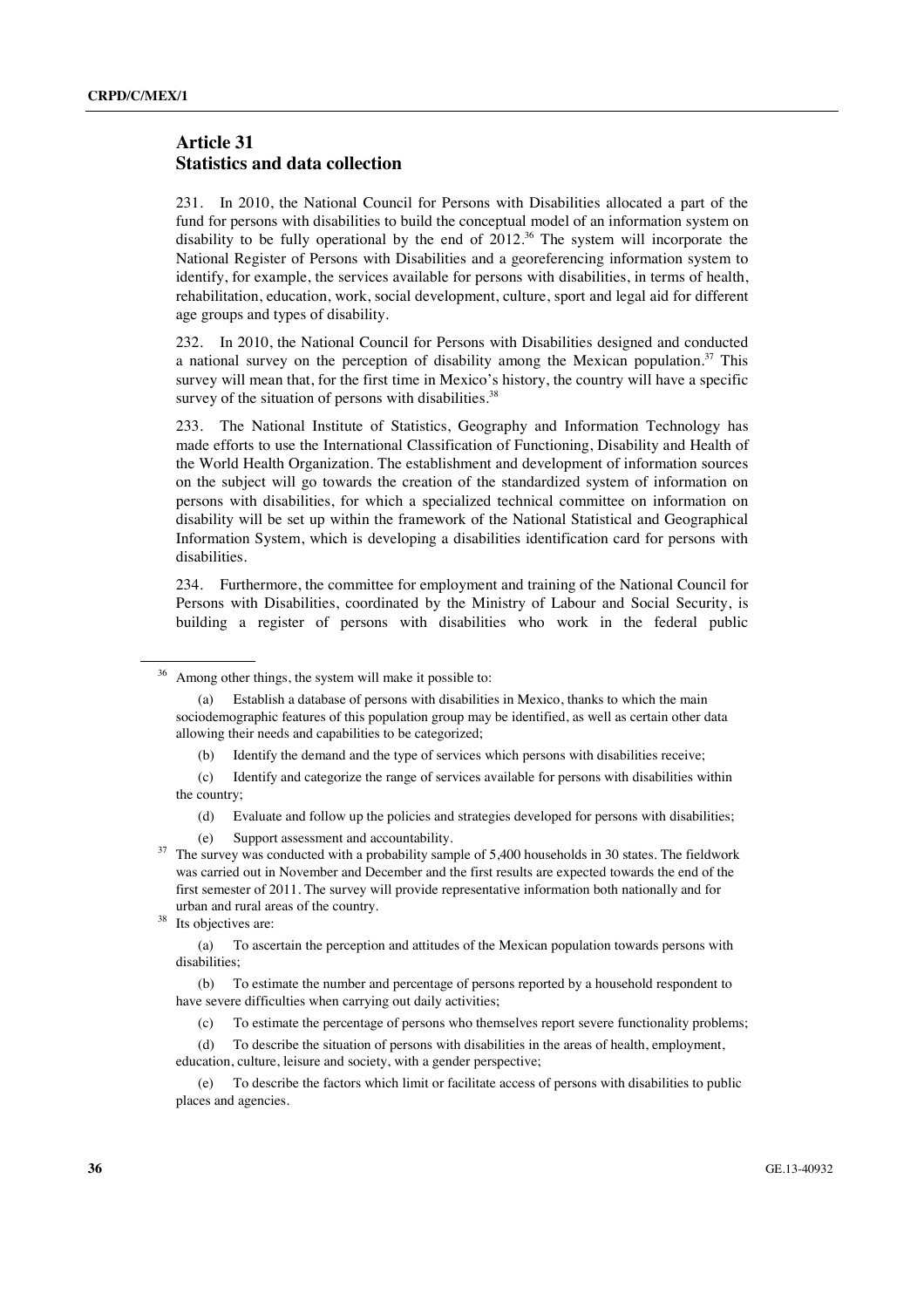## Article 31
## Statistics and data collection

231. In 2010, the National Council for Persons with Disabilities allocated a part of the fund for persons with disabilities to build the conceptual model of an information system on disability to be fully operational by the end of 2012.[36] The system will incorporate the National Register of Persons with Disabilities and a georeferencing information system to identify, for example, the services available for persons with disabilities, in terms of health, rehabilitation, education, work, social development, culture, sport and legal aid for different age groups and types of disability.

232. In 2010, the National Council for Persons with Disabilities designed and conducted a national survey on the perception of disability among the Mexican population.[37] This survey will mean that, for the first time in Mexico's history, the country will have a specific survey of the situation of persons with disabilities.[38]

233. The National Institute of Statistics, Geography and Information Technology has made efforts to use the International Classification of Functioning, Disability and Health of the World Health Organization. The establishment and development of information sources on the subject will go towards the creation of the standardized system of information on persons with disabilities, for which a specialized technical committee on information on disability will be set up within the framework of the National Statistical and Geographical Information System, which is developing a disabilities identification card for persons with disabilities.

234. Furthermore, the committee for employment and training of the National Council for Persons with Disabilities, coordinated by the Ministry of Labour and Social Security, is building a register of persons with disabilities who work in the federal public

---

[36] Among other things, the system will make it possible to:

(a) Establish a database of persons with disabilities in Mexico, thanks to which the main sociodemographic features of this population group may be identified, as well as certain other data allowing their needs and capabilities to be categorized;

(b) Identify the demand and the type of services which persons with disabilities receive;

(c) Identify and categorize the range of services available for persons with disabilities within the country;

(d) Evaluate and follow up the policies and strategies developed for persons with disabilities;

(e) Support assessment and accountability.

[37] The survey was conducted with a probability sample of 5,400 households in 30 states. The fieldwork was carried out in November and December and the first results are expected towards the end of the first semester of 2011. The survey will provide representative information both nationally and for urban and rural areas of the country.

[38] Its objectives are:

(a) To ascertain the perception and attitudes of the Mexican population towards persons with disabilities;

(b) To estimate the number and percentage of persons reported by a household respondent to have severe difficulties when carrying out daily activities;

(c) To estimate the percentage of persons who themselves report severe functionality problems;

(d) To describe the situation of persons with disabilities in the areas of health, employment, education, culture, leisure and society, with a gender perspective;

(e) To describe the factors which limit or facilitate access of persons with disabilities to public places and agencies.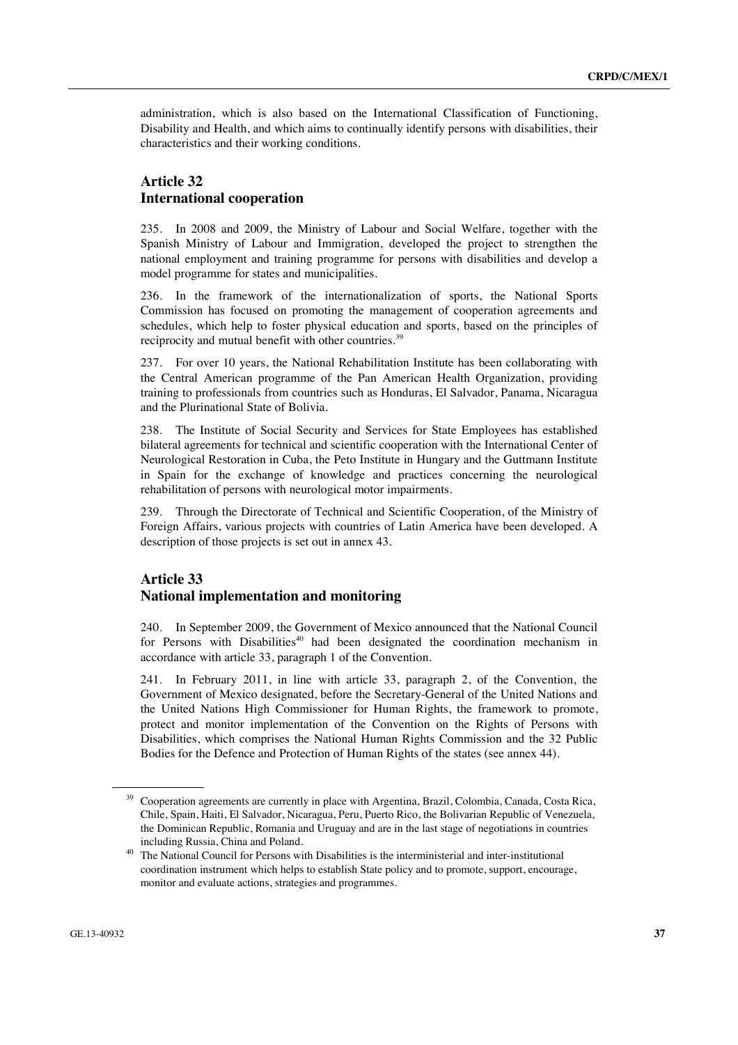administration, which is also based on the International Classification of Functioning, Disability and Health, and which aims to continually identify persons with disabilities, their characteristics and their working conditions.

## Article 32
## International cooperation

235. In 2008 and 2009, the Ministry of Labour and Social Welfare, together with the Spanish Ministry of Labour and Immigration, developed the project to strengthen the national employment and training programme for persons with disabilities and develop a model programme for states and municipalities.

236. In the framework of the internationalization of sports, the National Sports Commission has focused on promoting the management of cooperation agreements and schedules, which help to foster physical education and sports, based on the principles of reciprocity and mutual benefit with other countries.[39]

237. For over 10 years, the National Rehabilitation Institute has been collaborating with the Central American programme of the Pan American Health Organization, providing training to professionals from countries such as Honduras, El Salvador, Panama, Nicaragua and the Plurinational State of Bolivia.

238. The Institute of Social Security and Services for State Employees has established bilateral agreements for technical and scientific cooperation with the International Center of Neurological Restoration in Cuba, the Peto Institute in Hungary and the Guttmann Institute in Spain for the exchange of knowledge and practices concerning the neurological rehabilitation of persons with neurological motor impairments.

239. Through the Directorate of Technical and Scientific Cooperation, of the Ministry of Foreign Affairs, various projects with countries of Latin America have been developed. A description of those projects is set out in annex 43.

## Article 33
## National implementation and monitoring

240. In September 2009, the Government of Mexico announced that the National Council for Persons with Disabilities[40] had been designated the coordination mechanism in accordance with article 33, paragraph 1 of the Convention.

241. In February 2011, in line with article 33, paragraph 2, of the Convention, the Government of Mexico designated, before the Secretary-General of the United Nations and the United Nations High Commissioner for Human Rights, the framework to promote, protect and monitor implementation of the Convention on the Rights of Persons with Disabilities, which comprises the National Human Rights Commission and the 32 Public Bodies for the Defence and Protection of Human Rights of the states (see annex 44).

---

[39] Cooperation agreements are currently in place with Argentina, Brazil, Colombia, Canada, Costa Rica, Chile, Spain, Haiti, El Salvador, Nicaragua, Peru, Puerto Rico, the Bolivarian Republic of Venezuela, the Dominican Republic, Romania and Uruguay and are in the last stage of negotiations in countries including Russia, China and Poland.

[40] The National Council for Persons with Disabilities is the interministerial and inter-institutional coordination instrument which helps to establish State policy and to promote, support, encourage, monitor and evaluate actions, strategies and programmes.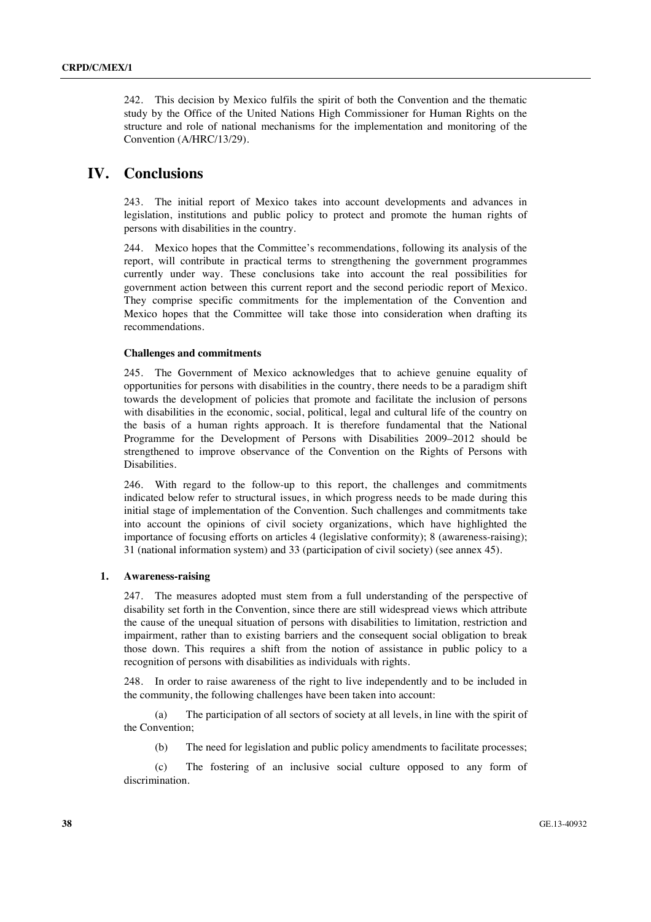242. This decision by Mexico fulfils the spirit of both the Convention and the thematic study by the Office of the United Nations High Commissioner for Human Rights on the structure and role of national mechanisms for the implementation and monitoring of the Convention (A/HRC/13/29).

# IV. Conclusions

243. The initial report of Mexico takes into account developments and advances in legislation, institutions and public policy to protect and promote the human rights of persons with disabilities in the country.

244. Mexico hopes that the Committee's recommendations, following its analysis of the report, will contribute in practical terms to strengthening the government programmes currently under way. These conclusions take into account the real possibilities for government action between this current report and the second periodic report of Mexico. They comprise specific commitments for the implementation of the Convention and Mexico hopes that the Committee will take those into consideration when drafting its recommendations.

### Challenges and commitments

245. The Government of Mexico acknowledges that to achieve genuine equality of opportunities for persons with disabilities in the country, there needs to be a paradigm shift towards the development of policies that promote and facilitate the inclusion of persons with disabilities in the economic, social, political, legal and cultural life of the country on the basis of a human rights approach. It is therefore fundamental that the National Programme for the Development of Persons with Disabilities 2009–2012 should be strengthened to improve observance of the Convention on the Rights of Persons with Disabilities.

246. With regard to the follow-up to this report, the challenges and commitments indicated below refer to structural issues, in which progress needs to be made during this initial stage of implementation of the Convention. Such challenges and commitments take into account the opinions of civil society organizations, which have highlighted the importance of focusing efforts on articles 4 (legislative conformity); 8 (awareness-raising); 31 (national information system) and 33 (participation of civil society) (see annex 45).

### 1. Awareness-raising

247. The measures adopted must stem from a full understanding of the perspective of disability set forth in the Convention, since there are still widespread views which attribute the cause of the unequal situation of persons with disabilities to limitation, restriction and impairment, rather than to existing barriers and the consequent social obligation to break those down. This requires a shift from the notion of assistance in public policy to a recognition of persons with disabilities as individuals with rights.

248. In order to raise awareness of the right to live independently and to be included in the community, the following challenges have been taken into account:

(a) The participation of all sectors of society at all levels, in line with the spirit of the Convention;

(b) The need for legislation and public policy amendments to facilitate processes;

(c) The fostering of an inclusive social culture opposed to any form of discrimination.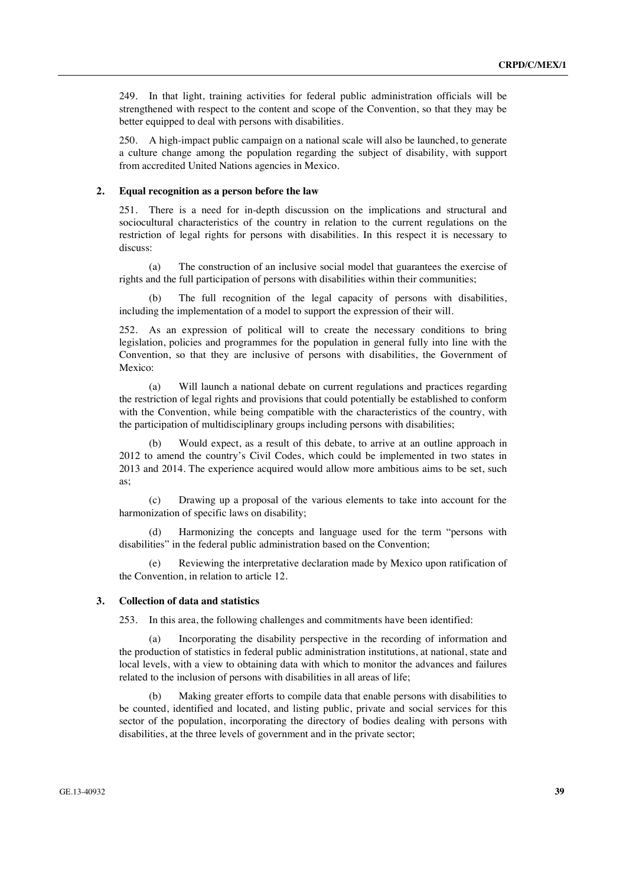249. In that light, training activities for federal public administration officials will be strengthened with respect to the content and scope of the Convention, so that they may be better equipped to deal with persons with disabilities.

250. A high-impact public campaign on a national scale will also be launched, to generate a culture change among the population regarding the subject of disability, with support from accredited United Nations agencies in Mexico.

### 2. Equal recognition as a person before the law

251. There is a need for in-depth discussion on the implications and structural and sociocultural characteristics of the country in relation to the current regulations on the restriction of legal rights for persons with disabilities. In this respect it is necessary to discuss:

(a) The construction of an inclusive social model that guarantees the exercise of rights and the full participation of persons with disabilities within their communities;

(b) The full recognition of the legal capacity of persons with disabilities, including the implementation of a model to support the expression of their will.

252. As an expression of political will to create the necessary conditions to bring legislation, policies and programmes for the population in general fully into line with the Convention, so that they are inclusive of persons with disabilities, the Government of Mexico:

(a) Will launch a national debate on current regulations and practices regarding the restriction of legal rights and provisions that could potentially be established to conform with the Convention, while being compatible with the characteristics of the country, with the participation of multidisciplinary groups including persons with disabilities;

(b) Would expect, as a result of this debate, to arrive at an outline approach in 2012 to amend the country's Civil Codes, which could be implemented in two states in 2013 and 2014. The experience acquired would allow more ambitious aims to be set, such as;

(c) Drawing up a proposal of the various elements to take into account for the harmonization of specific laws on disability;

(d) Harmonizing the concepts and language used for the term "persons with disabilities" in the federal public administration based on the Convention;

(e) Reviewing the interpretative declaration made by Mexico upon ratification of the Convention, in relation to article 12.

### 3. Collection of data and statistics

253. In this area, the following challenges and commitments have been identified:

(a) Incorporating the disability perspective in the recording of information and the production of statistics in federal public administration institutions, at national, state and local levels, with a view to obtaining data with which to monitor the advances and failures related to the inclusion of persons with disabilities in all areas of life;

(b) Making greater efforts to compile data that enable persons with disabilities to be counted, identified and located, and listing public, private and social services for this sector of the population, incorporating the directory of bodies dealing with persons with disabilities, at the three levels of government and in the private sector;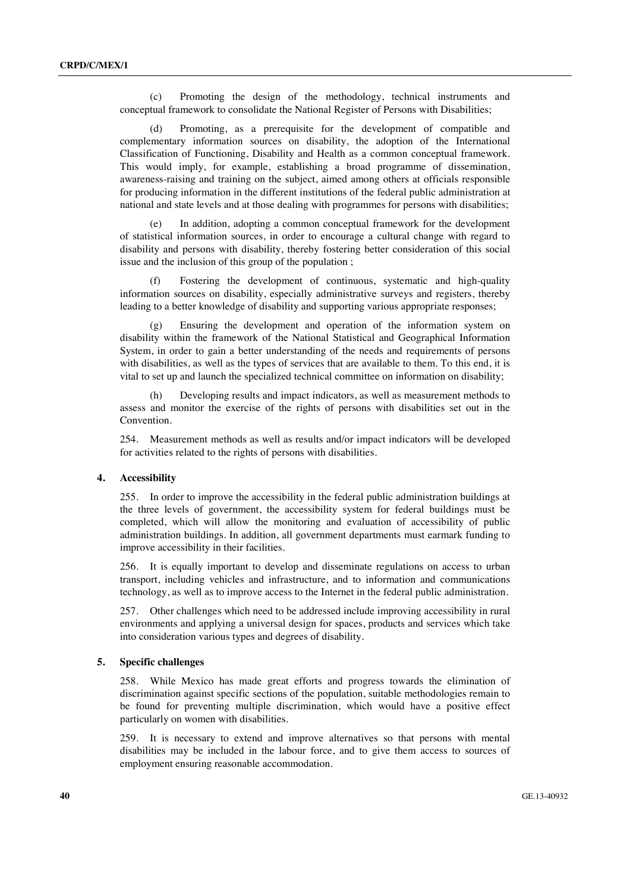(c) Promoting the design of the methodology, technical instruments and conceptual framework to consolidate the National Register of Persons with Disabilities;

(d) Promoting, as a prerequisite for the development of compatible and complementary information sources on disability, the adoption of the International Classification of Functioning, Disability and Health as a common conceptual framework. This would imply, for example, establishing a broad programme of dissemination, awareness-raising and training on the subject, aimed among others at officials responsible for producing information in the different institutions of the federal public administration at national and state levels and at those dealing with programmes for persons with disabilities;

(e) In addition, adopting a common conceptual framework for the development of statistical information sources, in order to encourage a cultural change with regard to disability and persons with disability, thereby fostering better consideration of this social issue and the inclusion of this group of the population ;

(f) Fostering the development of continuous, systematic and high-quality information sources on disability, especially administrative surveys and registers, thereby leading to a better knowledge of disability and supporting various appropriate responses;

(g) Ensuring the development and operation of the information system on disability within the framework of the National Statistical and Geographical Information System, in order to gain a better understanding of the needs and requirements of persons with disabilities, as well as the types of services that are available to them. To this end, it is vital to set up and launch the specialized technical committee on information on disability;

(h) Developing results and impact indicators, as well as measurement methods to assess and monitor the exercise of the rights of persons with disabilities set out in the Convention.

254. Measurement methods as well as results and/or impact indicators will be developed for activities related to the rights of persons with disabilities.

### 4. Accessibility

255. In order to improve the accessibility in the federal public administration buildings at the three levels of government, the accessibility system for federal buildings must be completed, which will allow the monitoring and evaluation of accessibility of public administration buildings. In addition, all government departments must earmark funding to improve accessibility in their facilities.

256. It is equally important to develop and disseminate regulations on access to urban transport, including vehicles and infrastructure, and to information and communications technology, as well as to improve access to the Internet in the federal public administration.

257. Other challenges which need to be addressed include improving accessibility in rural environments and applying a universal design for spaces, products and services which take into consideration various types and degrees of disability.

### 5. Specific challenges

258. While Mexico has made great efforts and progress towards the elimination of discrimination against specific sections of the population, suitable methodologies remain to be found for preventing multiple discrimination, which would have a positive effect particularly on women with disabilities.

259. It is necessary to extend and improve alternatives so that persons with mental disabilities may be included in the labour force, and to give them access to sources of employment ensuring reasonable accommodation.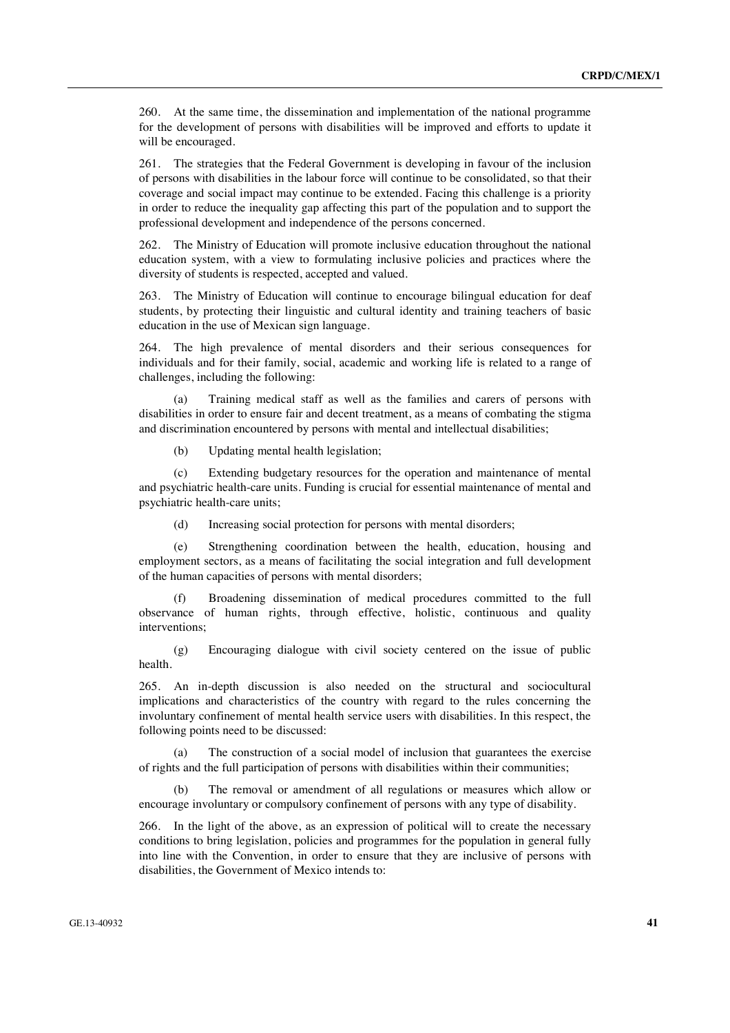260. At the same time, the dissemination and implementation of the national programme for the development of persons with disabilities will be improved and efforts to update it will be encouraged.

261. The strategies that the Federal Government is developing in favour of the inclusion of persons with disabilities in the labour force will continue to be consolidated, so that their coverage and social impact may continue to be extended. Facing this challenge is a priority in order to reduce the inequality gap affecting this part of the population and to support the professional development and independence of the persons concerned.

262. The Ministry of Education will promote inclusive education throughout the national education system, with a view to formulating inclusive policies and practices where the diversity of students is respected, accepted and valued.

263. The Ministry of Education will continue to encourage bilingual education for deaf students, by protecting their linguistic and cultural identity and training teachers of basic education in the use of Mexican sign language.

264. The high prevalence of mental disorders and their serious consequences for individuals and for their family, social, academic and working life is related to a range of challenges, including the following:

(a) Training medical staff as well as the families and carers of persons with disabilities in order to ensure fair and decent treatment, as a means of combating the stigma and discrimination encountered by persons with mental and intellectual disabilities;

(b) Updating mental health legislation;

(c) Extending budgetary resources for the operation and maintenance of mental and psychiatric health-care units. Funding is crucial for essential maintenance of mental and psychiatric health-care units;

(d) Increasing social protection for persons with mental disorders;

(e) Strengthening coordination between the health, education, housing and employment sectors, as a means of facilitating the social integration and full development of the human capacities of persons with mental disorders;

(f) Broadening dissemination of medical procedures committed to the full observance of human rights, through effective, holistic, continuous and quality interventions;

(g) Encouraging dialogue with civil society centered on the issue of public health.

265. An in-depth discussion is also needed on the structural and sociocultural implications and characteristics of the country with regard to the rules concerning the involuntary confinement of mental health service users with disabilities. In this respect, the following points need to be discussed:

(a) The construction of a social model of inclusion that guarantees the exercise of rights and the full participation of persons with disabilities within their communities;

(b) The removal or amendment of all regulations or measures which allow or encourage involuntary or compulsory confinement of persons with any type of disability.

266. In the light of the above, as an expression of political will to create the necessary conditions to bring legislation, policies and programmes for the population in general fully into line with the Convention, in order to ensure that they are inclusive of persons with disabilities, the Government of Mexico intends to: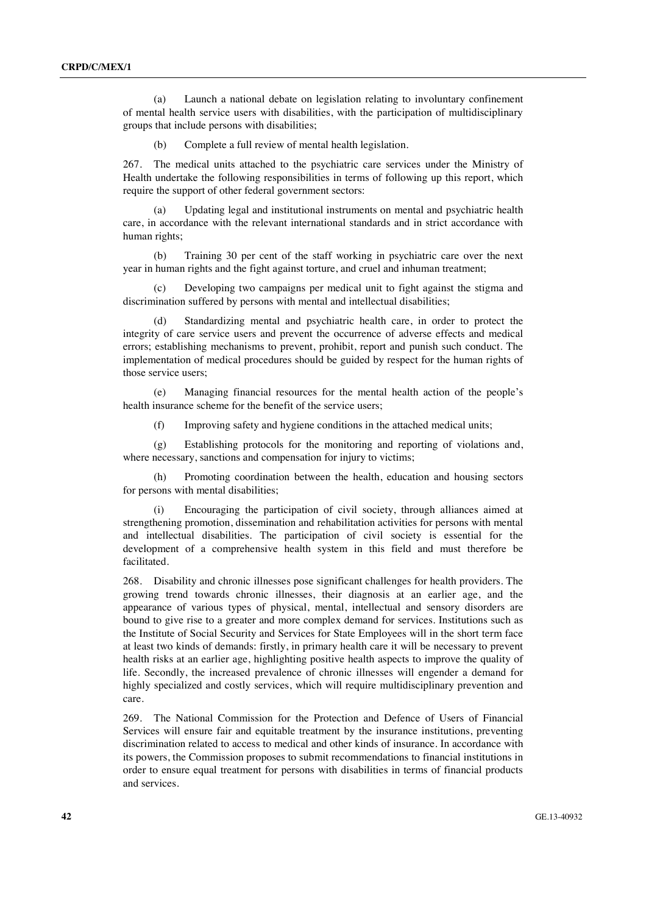(a) Launch a national debate on legislation relating to involuntary confinement of mental health service users with disabilities, with the participation of multidisciplinary groups that include persons with disabilities;

(b) Complete a full review of mental health legislation.

267. The medical units attached to the psychiatric care services under the Ministry of Health undertake the following responsibilities in terms of following up this report, which require the support of other federal government sectors:

(a) Updating legal and institutional instruments on mental and psychiatric health care, in accordance with the relevant international standards and in strict accordance with human rights;

(b) Training 30 per cent of the staff working in psychiatric care over the next year in human rights and the fight against torture, and cruel and inhuman treatment;

(c) Developing two campaigns per medical unit to fight against the stigma and discrimination suffered by persons with mental and intellectual disabilities;

(d) Standardizing mental and psychiatric health care, in order to protect the integrity of care service users and prevent the occurrence of adverse effects and medical errors; establishing mechanisms to prevent, prohibit, report and punish such conduct. The implementation of medical procedures should be guided by respect for the human rights of those service users;

(e) Managing financial resources for the mental health action of the people's health insurance scheme for the benefit of the service users;

(f) Improving safety and hygiene conditions in the attached medical units;

(g) Establishing protocols for the monitoring and reporting of violations and, where necessary, sanctions and compensation for injury to victims;

(h) Promoting coordination between the health, education and housing sectors for persons with mental disabilities;

(i) Encouraging the participation of civil society, through alliances aimed at strengthening promotion, dissemination and rehabilitation activities for persons with mental and intellectual disabilities. The participation of civil society is essential for the development of a comprehensive health system in this field and must therefore be facilitated.

268. Disability and chronic illnesses pose significant challenges for health providers. The growing trend towards chronic illnesses, their diagnosis at an earlier age, and the appearance of various types of physical, mental, intellectual and sensory disorders are bound to give rise to a greater and more complex demand for services. Institutions such as the Institute of Social Security and Services for State Employees will in the short term face at least two kinds of demands: firstly, in primary health care it will be necessary to prevent health risks at an earlier age, highlighting positive health aspects to improve the quality of life. Secondly, the increased prevalence of chronic illnesses will engender a demand for highly specialized and costly services, which will require multidisciplinary prevention and care.

269. The National Commission for the Protection and Defence of Users of Financial Services will ensure fair and equitable treatment by the insurance institutions, preventing discrimination related to access to medical and other kinds of insurance. In accordance with its powers, the Commission proposes to submit recommendations to financial institutions in order to ensure equal treatment for persons with disabilities in terms of financial products and services.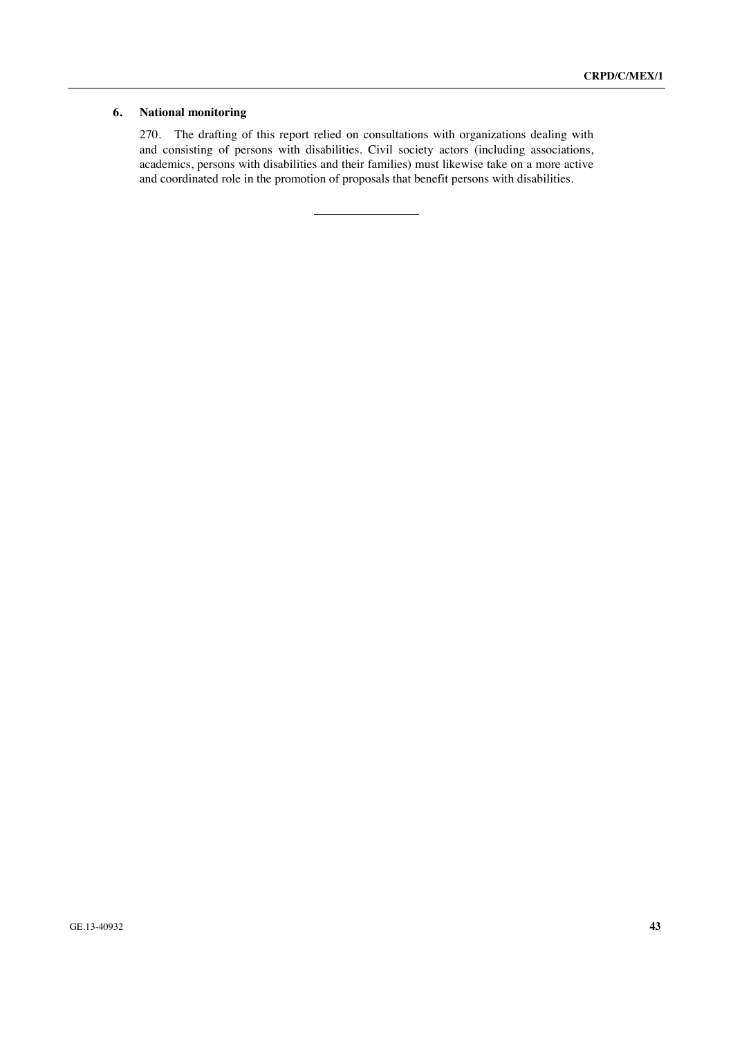### 6. National monitoring

270. The drafting of this report relied on consultations with organizations dealing with and consisting of persons with disabilities. Civil society actors (including associations, academics, persons with disabilities and their families) must likewise take on a more active and coordinated role in the promotion of proposals that benefit persons with disabilities.